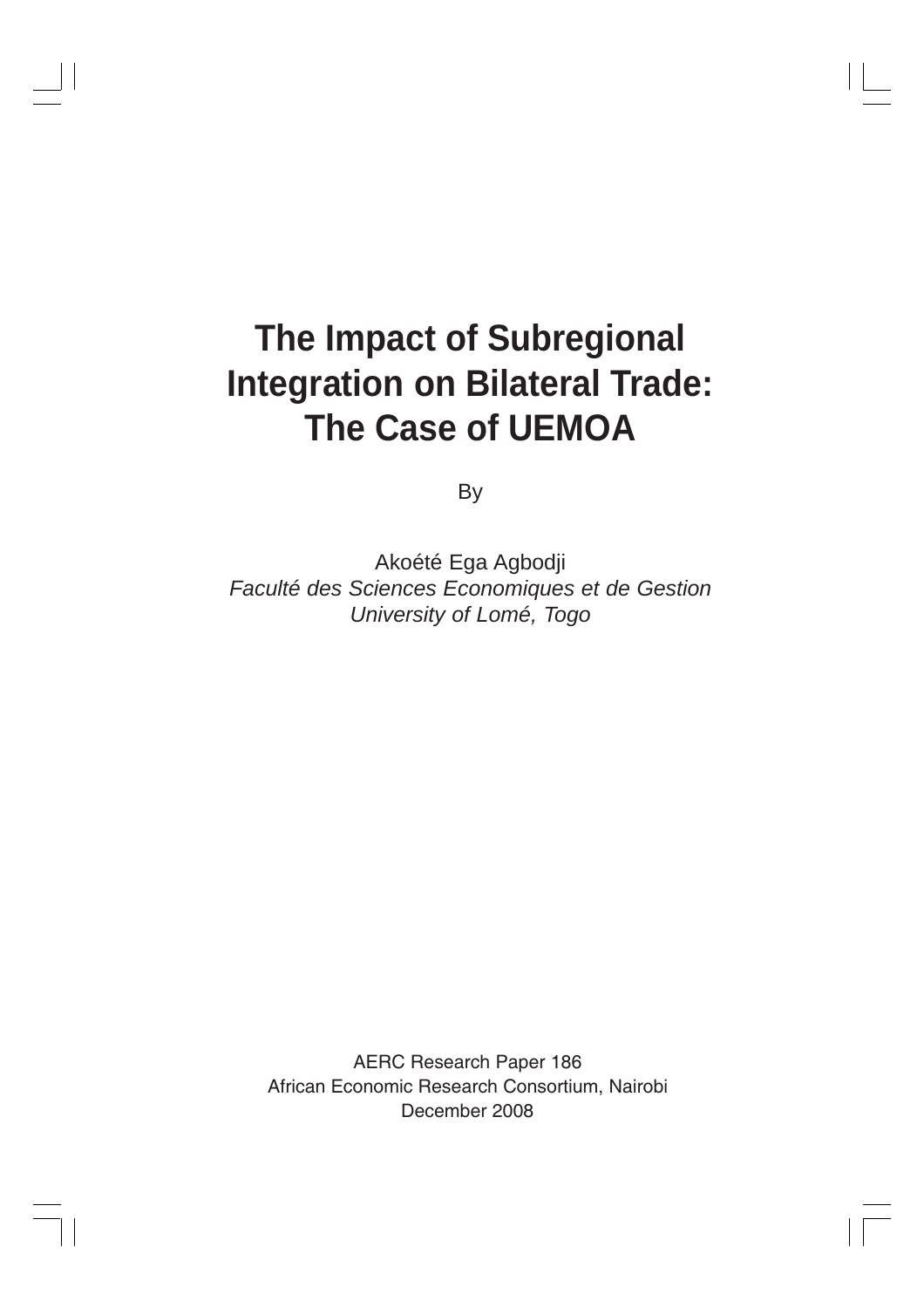# The Impact of Subregional Integration on Bilateral Trade: The Case of UEMOA

By

Akoété Ega Agbodji

*Faculté des Sciences Economiques et de Gestion*

*University of Lomé, Togo*

AERC Research Paper 186

African Economic Research Consortium, Nairobi

December 2008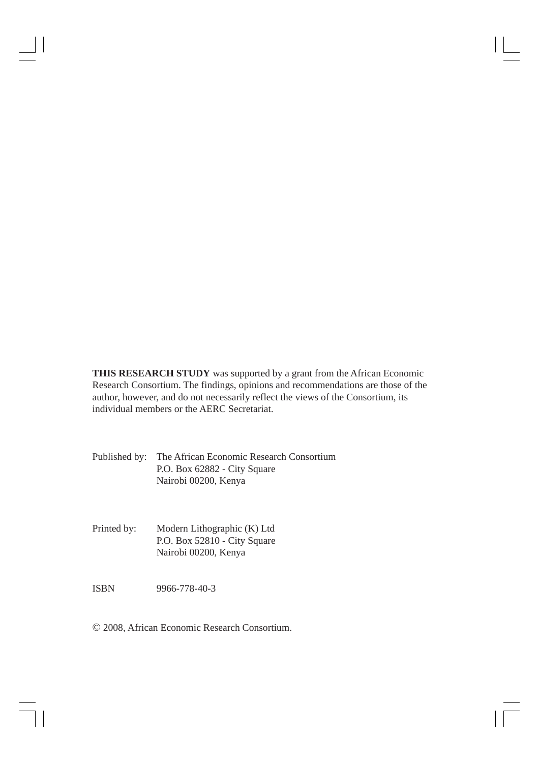**THIS RESEARCH STUDY** was supported by a grant from the African Economic Research Consortium. The findings, opinions and recommendations are those of the author, however, and do not necessarily reflect the views of the Consortium, its individual members or the AERC Secretariat.

Published by: The African Economic Research Consortium
P.O. Box 62882 - City Square
Nairobi 00200, Kenya

Printed by: Modern Lithographic (K) Ltd
P.O. Box 52810 - City Square
Nairobi 00200, Kenya

ISBN 9966-778-40-3

© 2008, African Economic Research Consortium.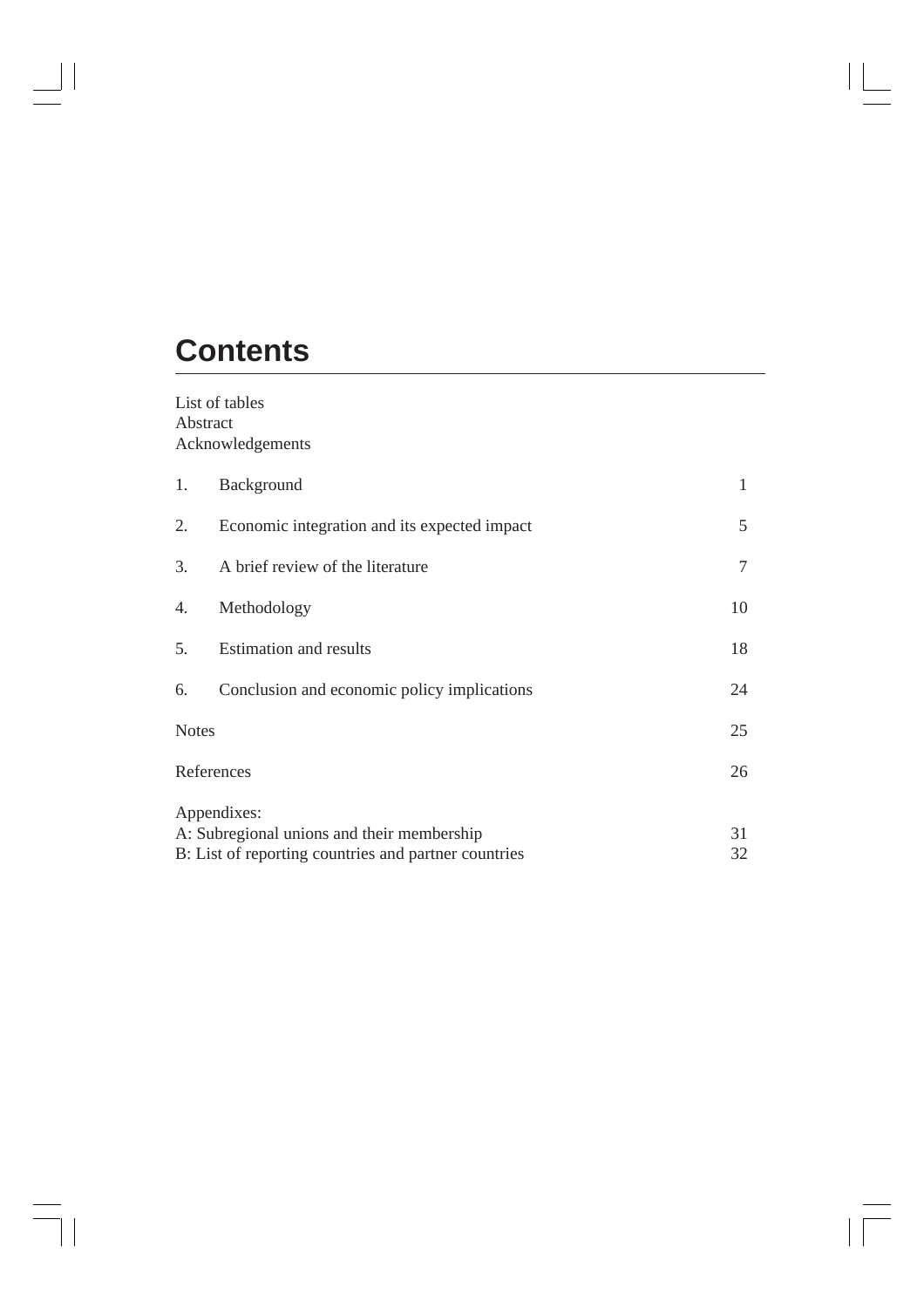# Contents

List of tables
Abstract
Acknowledgements

| | | |
|---|---|---|
| 1. | Background | 1 |
| 2. | Economic integration and its expected impact | 5 |
| 3. | A brief review of the literature | 7 |
| 4. | Methodology | 10 |
| 5. | Estimation and results | 18 |
| 6. | Conclusion and economic policy implications | 24 |
| Notes | | 25 |
| References | | 26 |

Appendixes:

| | |
|---|---|
| A: Subregional unions and their membership | 31 |
| B: List of reporting countries and partner countries | 32 |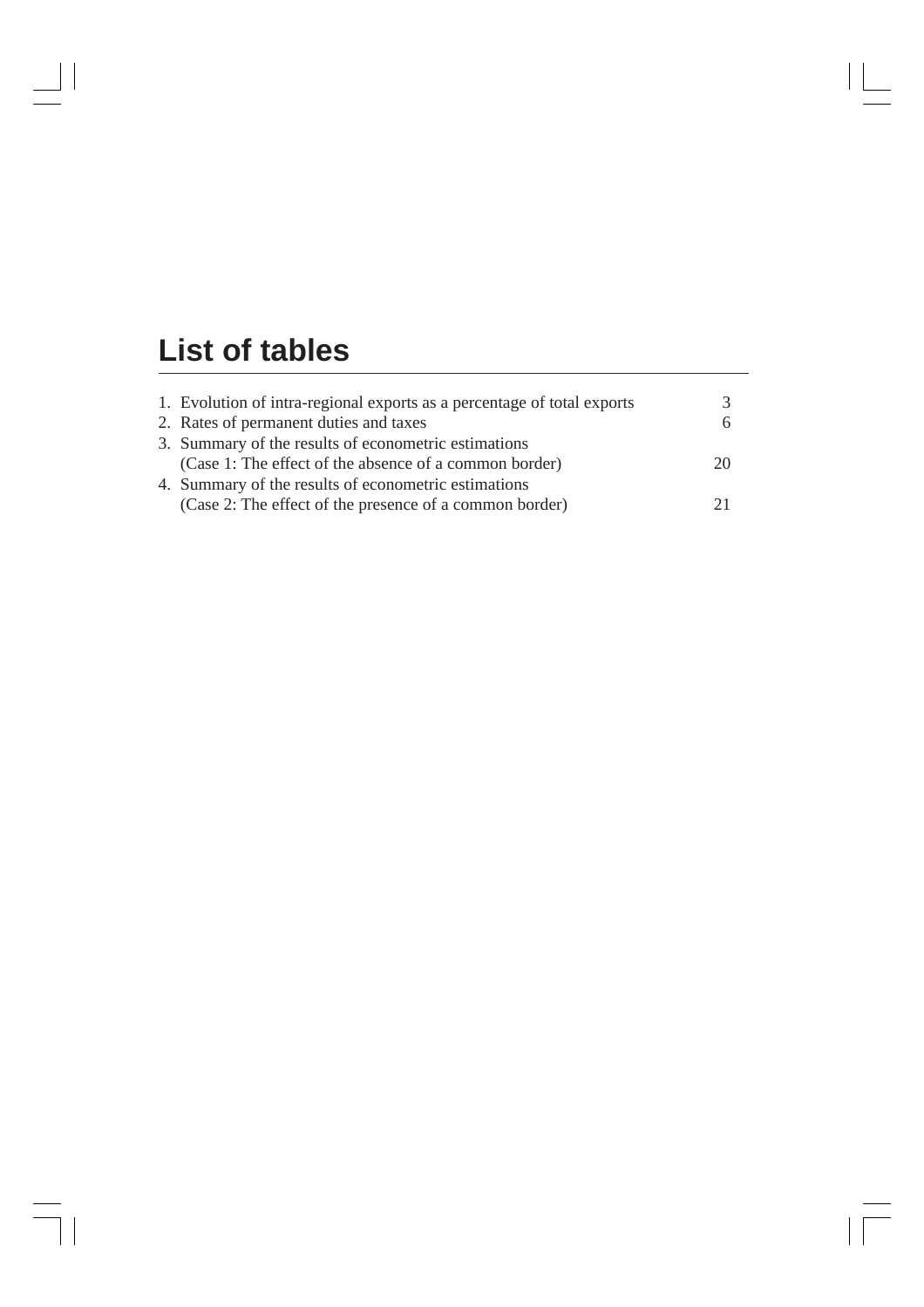# List of tables

1. Evolution of intra-regional exports as a percentage of total exports 3
2. Rates of permanent duties and taxes 6
3. Summary of the results of econometric estimations (Case 1: The effect of the absence of a common border) 20
4. Summary of the results of econometric estimations (Case 2: The effect of the presence of a common border) 21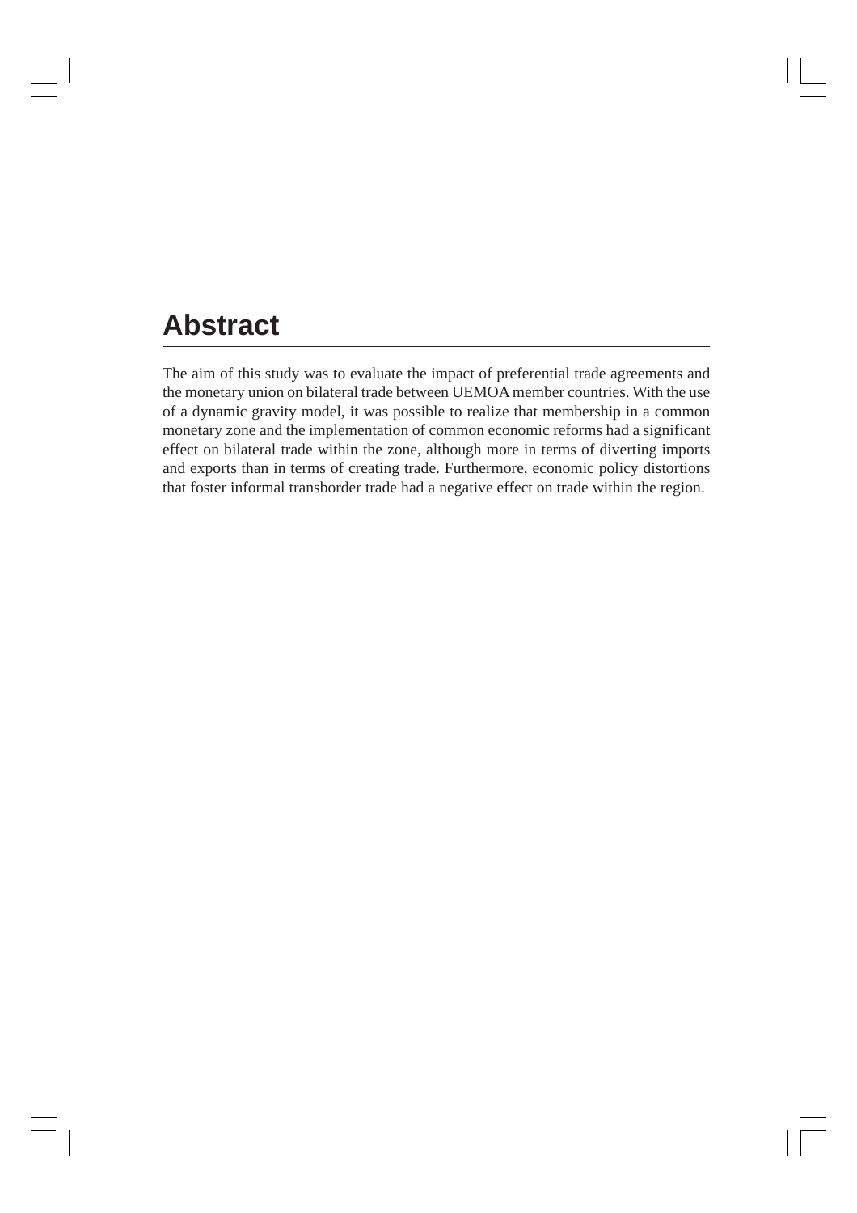# Abstract

The aim of this study was to evaluate the impact of preferential trade agreements and the monetary union on bilateral trade between UEMOA member countries. With the use of a dynamic gravity model, it was possible to realize that membership in a common monetary zone and the implementation of common economic reforms had a significant effect on bilateral trade within the zone, although more in terms of diverting imports and exports than in terms of creating trade. Furthermore, economic policy distortions that foster informal transborder trade had a negative effect on trade within the region.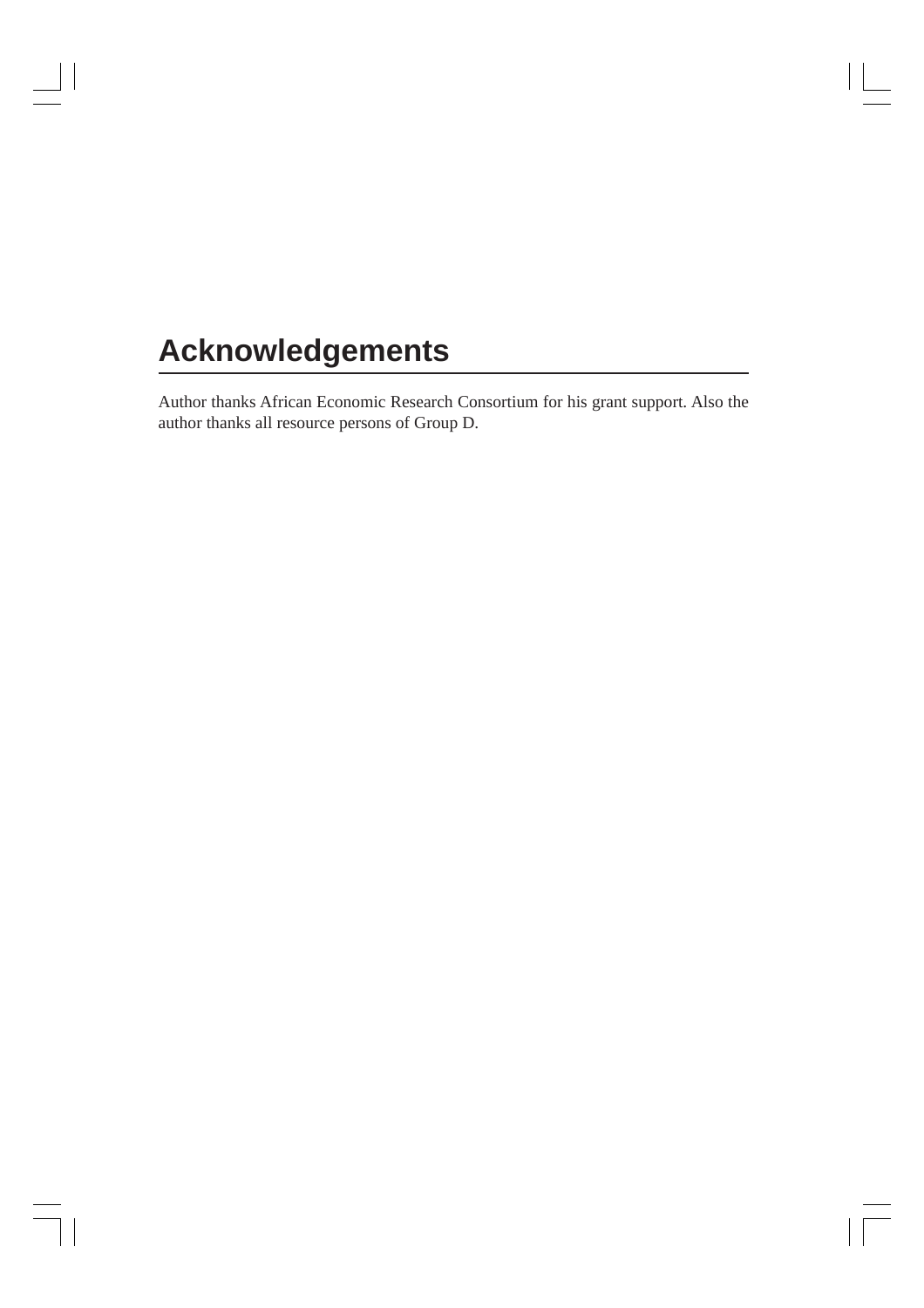# Acknowledgements

Author thanks African Economic Research Consortium for his grant support. Also the author thanks all resource persons of Group D.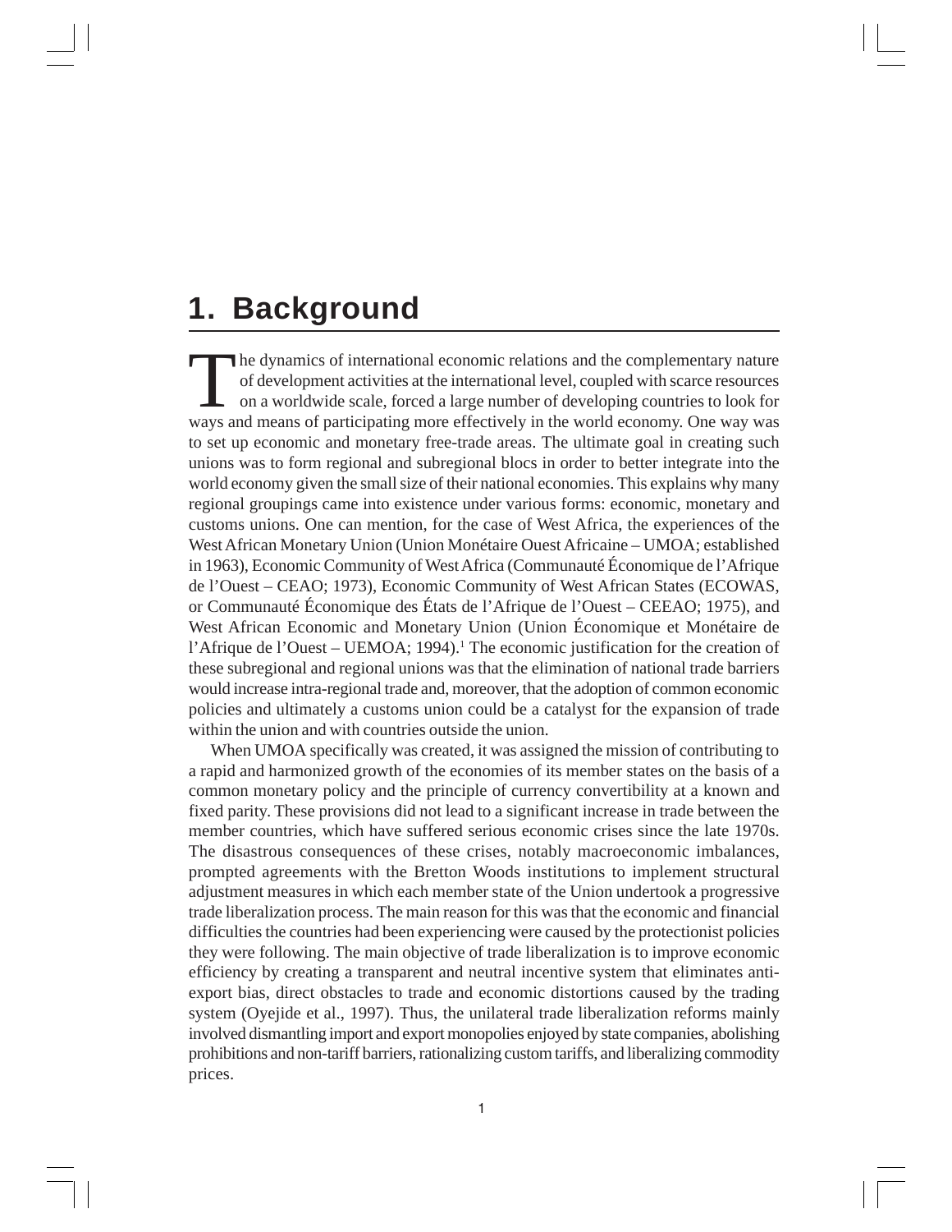# 1. Background

The dynamics of international economic relations and the complementary nature of development activities at the international level, coupled with scarce resources on a worldwide scale, forced a large number of developing countries to look for ways and means of participating more effectively in the world economy. One way was to set up economic and monetary free-trade areas. The ultimate goal in creating such unions was to form regional and subregional blocs in order to better integrate into the world economy given the small size of their national economies. This explains why many regional groupings came into existence under various forms: economic, monetary and customs unions. One can mention, for the case of West Africa, the experiences of the West African Monetary Union (Union Monétaire Ouest Africaine – UMOA; established in 1963), Economic Community of West Africa (Communauté Économique de l'Afrique de l'Ouest – CEAO; 1973), Economic Community of West African States (ECOWAS, or Communauté Économique des États de l'Afrique de l'Ouest – CEEAO; 1975), and West African Economic and Monetary Union (Union Économique et Monétaire de l'Afrique de l'Ouest – UEMOA; 1994).[1] The economic justification for the creation of these subregional and regional unions was that the elimination of national trade barriers would increase intra-regional trade and, moreover, that the adoption of common economic policies and ultimately a customs union could be a catalyst for the expansion of trade within the union and with countries outside the union.

When UMOA specifically was created, it was assigned the mission of contributing to a rapid and harmonized growth of the economies of its member states on the basis of a common monetary policy and the principle of currency convertibility at a known and fixed parity. These provisions did not lead to a significant increase in trade between the member countries, which have suffered serious economic crises since the late 1970s. The disastrous consequences of these crises, notably macroeconomic imbalances, prompted agreements with the Bretton Woods institutions to implement structural adjustment measures in which each member state of the Union undertook a progressive trade liberalization process. The main reason for this was that the economic and financial difficulties the countries had been experiencing were caused by the protectionist policies they were following. The main objective of trade liberalization is to improve economic efficiency by creating a transparent and neutral incentive system that eliminates anti-export bias, direct obstacles to trade and economic distortions caused by the trading system (Oyejide et al., 1997). Thus, the unilateral trade liberalization reforms mainly involved dismantling import and export monopolies enjoyed by state companies, abolishing prohibitions and non-tariff barriers, rationalizing custom tariffs, and liberalizing commodity prices.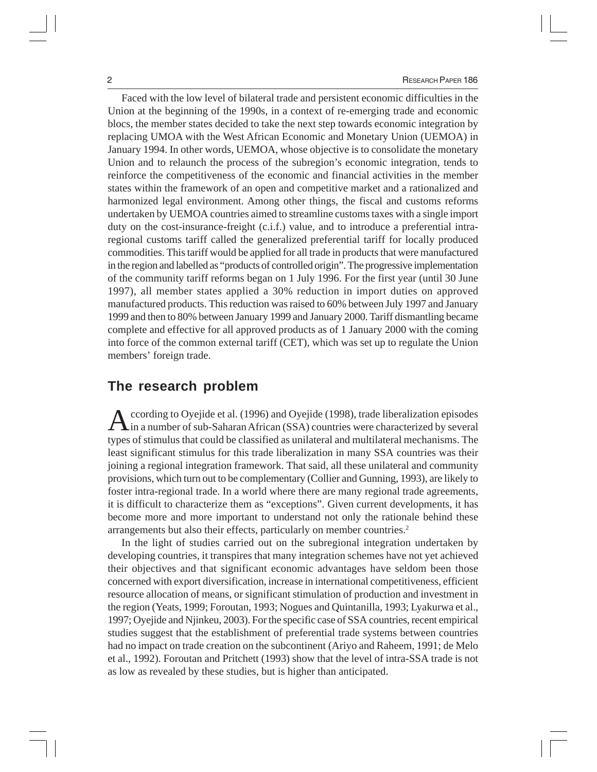Faced with the low level of bilateral trade and persistent economic difficulties in the Union at the beginning of the 1990s, in a context of re-emerging trade and economic blocs, the member states decided to take the next step towards economic integration by replacing UMOA with the West African Economic and Monetary Union (UEMOA) in January 1994. In other words, UEMOA, whose objective is to consolidate the monetary Union and to relaunch the process of the subregion's economic integration, tends to reinforce the competitiveness of the economic and financial activities in the member states within the framework of an open and competitive market and a rationalized and harmonized legal environment. Among other things, the fiscal and customs reforms undertaken by UEMOA countries aimed to streamline customs taxes with a single import duty on the cost-insurance-freight (c.i.f.) value, and to introduce a preferential intra-regional customs tariff called the generalized preferential tariff for locally produced commodities. This tariff would be applied for all trade in products that were manufactured in the region and labelled as "products of controlled origin". The progressive implementation of the community tariff reforms began on 1 July 1996. For the first year (until 30 June 1997), all member states applied a 30% reduction in import duties on approved manufactured products. This reduction was raised to 60% between July 1997 and January 1999 and then to 80% between January 1999 and January 2000. Tariff dismantling became complete and effective for all approved products as of 1 January 2000 with the coming into force of the common external tariff (CET), which was set up to regulate the Union members' foreign trade.

## The research problem

According to Oyejide et al. (1996) and Oyejide (1998), trade liberalization episodes in a number of sub-Saharan African (SSA) countries were characterized by several types of stimulus that could be classified as unilateral and multilateral mechanisms. The least significant stimulus for this trade liberalization in many SSA countries was their joining a regional integration framework. That said, all these unilateral and community provisions, which turn out to be complementary (Collier and Gunning, 1993), are likely to foster intra-regional trade. In a world where there are many regional trade agreements, it is difficult to characterize them as "exceptions". Given current developments, it has become more and more important to understand not only the rationale behind these arrangements but also their effects, particularly on member countries.[2]

In the light of studies carried out on the subregional integration undertaken by developing countries, it transpires that many integration schemes have not yet achieved their objectives and that significant economic advantages have seldom been those concerned with export diversification, increase in international competitiveness, efficient resource allocation of means, or significant stimulation of production and investment in the region (Yeats, 1999; Foroutan, 1993; Nogues and Quintanilla, 1993; Lyakurwa et al., 1997; Oyejide and Njinkeu, 2003). For the specific case of SSA countries, recent empirical studies suggest that the establishment of preferential trade systems between countries had no impact on trade creation on the subcontinent (Ariyo and Raheem, 1991; de Melo et al., 1992). Foroutan and Pritchett (1993) show that the level of intra-SSA trade is not as low as revealed by these studies, but is higher than anticipated.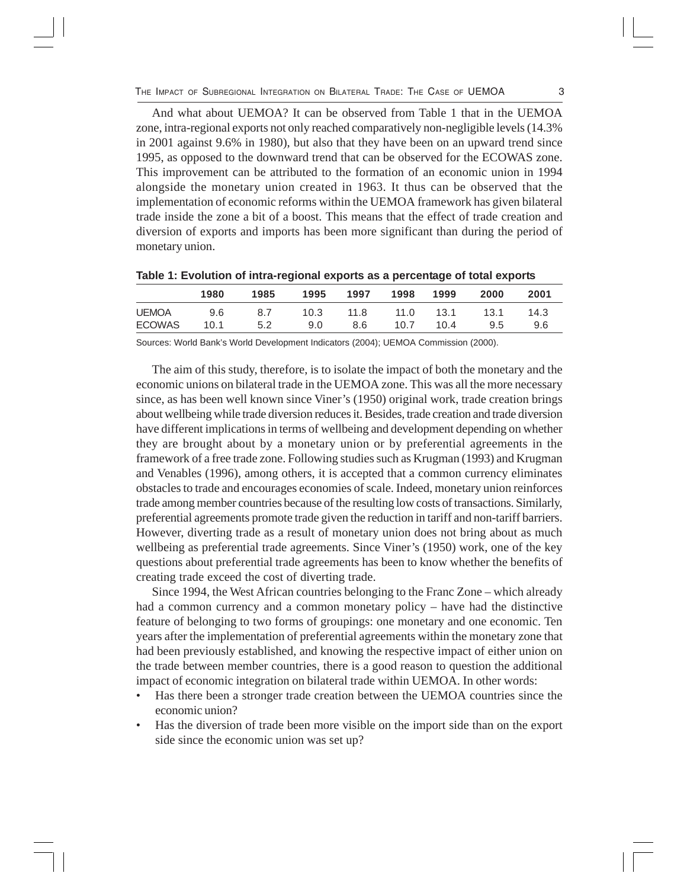And what about UEMOA? It can be observed from Table 1 that in the UEMOA zone, intra-regional exports not only reached comparatively non-negligible levels (14.3% in 2001 against 9.6% in 1980), but also that they have been on an upward trend since 1995, as opposed to the downward trend that can be observed for the ECOWAS zone. This improvement can be attributed to the formation of an economic union in 1994 alongside the monetary union created in 1963. It thus can be observed that the implementation of economic reforms within the UEMOA framework has given bilateral trade inside the zone a bit of a boost. This means that the effect of trade creation and diversion of exports and imports has been more significant than during the period of monetary union.

**Table 1: Evolution of intra-regional exports as a percentage of total exports**

| | 1980 | 1985 | 1995 | 1997 | 1998 | 1999 | 2000 | 2001 |
|---|---|---|---|---|---|---|---|---|
| UEMOA | 9.6 | 8.7 | 10.3 | 11.8 | 11.0 | 13.1 | 13.1 | 14.3 |
| ECOWAS | 10.1 | 5.2 | 9.0 | 8.6 | 10.7 | 10.4 | 9.5 | 9.6 |

Sources: World Bank's World Development Indicators (2004); UEMOA Commission (2000).

The aim of this study, therefore, is to isolate the impact of both the monetary and the economic unions on bilateral trade in the UEMOA zone. This was all the more necessary since, as has been well known since Viner's (1950) original work, trade creation brings about wellbeing while trade diversion reduces it. Besides, trade creation and trade diversion have different implications in terms of wellbeing and development depending on whether they are brought about by a monetary union or by preferential agreements in the framework of a free trade zone. Following studies such as Krugman (1993) and Krugman and Venables (1996), among others, it is accepted that a common currency eliminates obstacles to trade and encourages economies of scale. Indeed, monetary union reinforces trade among member countries because of the resulting low costs of transactions. Similarly, preferential agreements promote trade given the reduction in tariff and non-tariff barriers. However, diverting trade as a result of monetary union does not bring about as much wellbeing as preferential trade agreements. Since Viner's (1950) work, one of the key questions about preferential trade agreements has been to know whether the benefits of creating trade exceed the cost of diverting trade.

Since 1994, the West African countries belonging to the Franc Zone – which already had a common currency and a common monetary policy – have had the distinctive feature of belonging to two forms of groupings: one monetary and one economic. Ten years after the implementation of preferential agreements within the monetary zone that had been previously established, and knowing the respective impact of either union on the trade between member countries, there is a good reason to question the additional impact of economic integration on bilateral trade within UEMOA. In other words:

- Has there been a stronger trade creation between the UEMOA countries since the economic union?
- Has the diversion of trade been more visible on the import side than on the export side since the economic union was set up?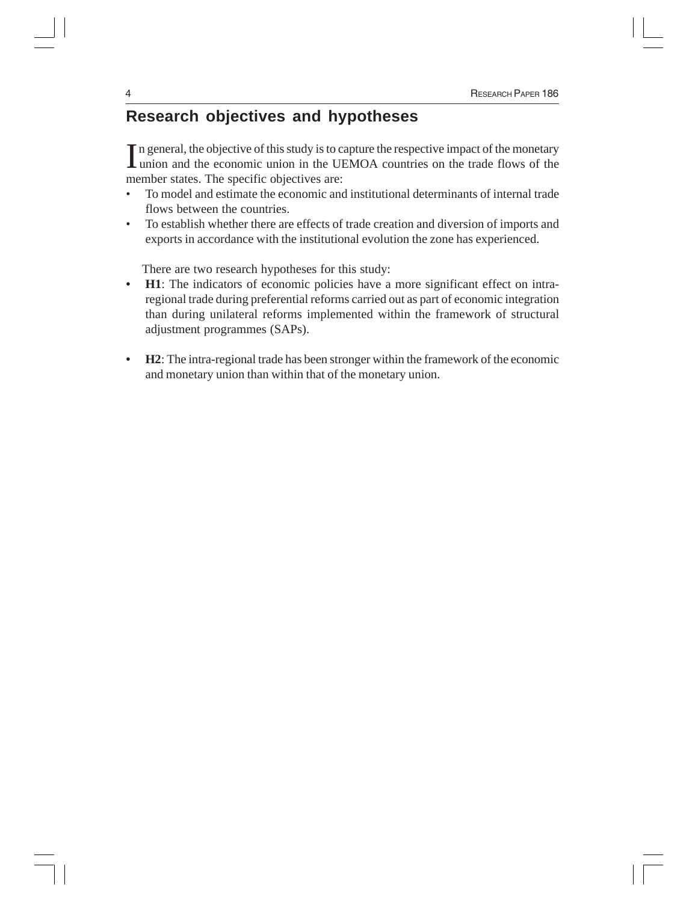## Research objectives and hypotheses

In general, the objective of this study is to capture the respective impact of the monetary union and the economic union in the UEMOA countries on the trade flows of the member states. The specific objectives are:

- To model and estimate the economic and institutional determinants of internal trade flows between the countries.
- To establish whether there are effects of trade creation and diversion of imports and exports in accordance with the institutional evolution the zone has experienced.

There are two research hypotheses for this study:

- **H1**: The indicators of economic policies have a more significant effect on intra-regional trade during preferential reforms carried out as part of economic integration than during unilateral reforms implemented within the framework of structural adjustment programmes (SAPs).
- **H2**: The intra-regional trade has been stronger within the framework of the economic and monetary union than within that of the monetary union.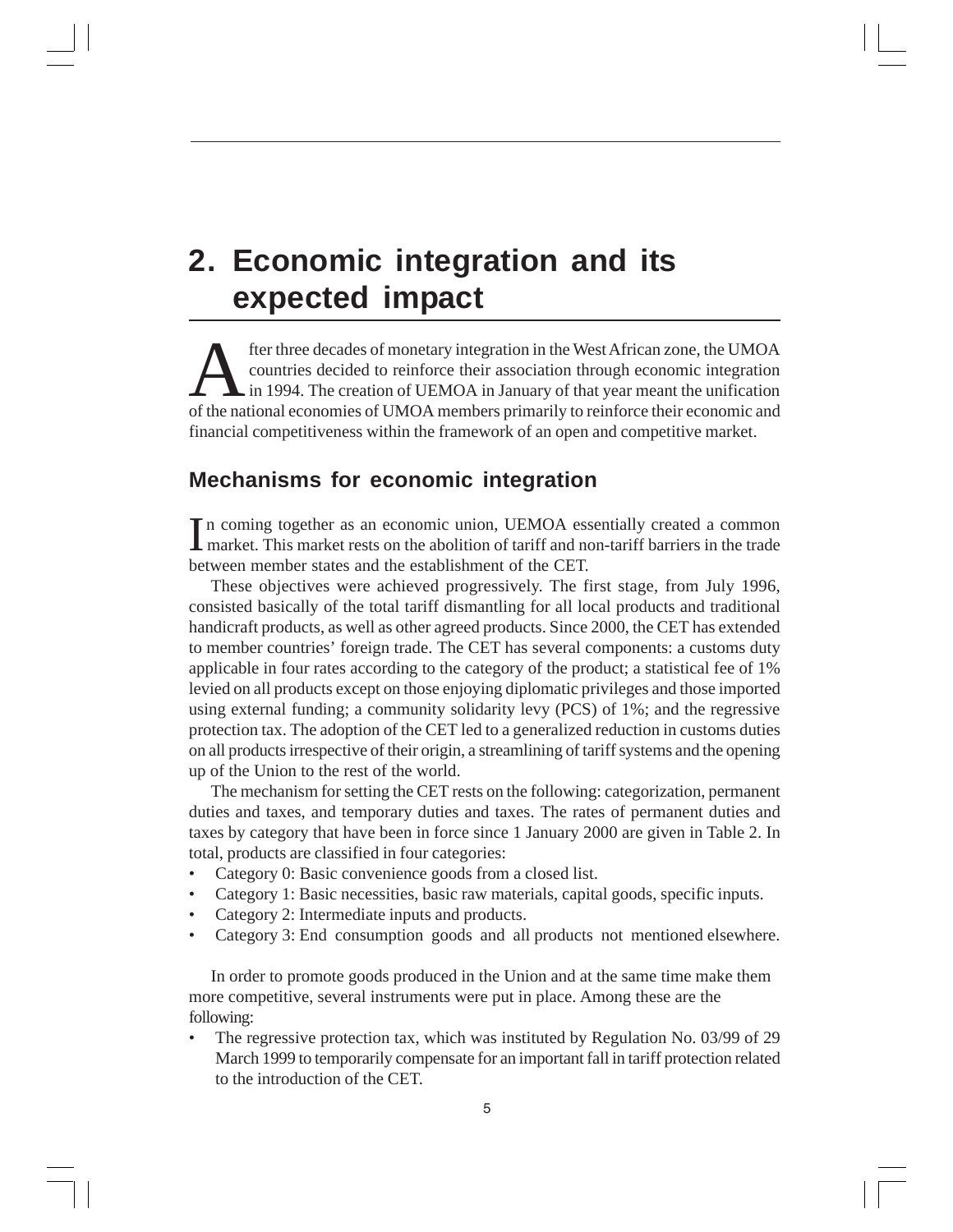# 2. Economic integration and its expected impact

After three decades of monetary integration in the West African zone, the UMOA countries decided to reinforce their association through economic integration in 1994. The creation of UEMOA in January of that year meant the unification of the national economies of UMOA members primarily to reinforce their economic and financial competitiveness within the framework of an open and competitive market.

## Mechanisms for economic integration

In coming together as an economic union, UEMOA essentially created a common market. This market rests on the abolition of tariff and non-tariff barriers in the trade between member states and the establishment of the CET.

These objectives were achieved progressively. The first stage, from July 1996, consisted basically of the total tariff dismantling for all local products and traditional handicraft products, as well as other agreed products. Since 2000, the CET has extended to member countries' foreign trade. The CET has several components: a customs duty applicable in four rates according to the category of the product; a statistical fee of 1% levied on all products except on those enjoying diplomatic privileges and those imported using external funding; a community solidarity levy (PCS) of 1%; and the regressive protection tax. The adoption of the CET led to a generalized reduction in customs duties on all products irrespective of their origin, a streamlining of tariff systems and the opening up of the Union to the rest of the world.

The mechanism for setting the CET rests on the following: categorization, permanent duties and taxes, and temporary duties and taxes. The rates of permanent duties and taxes by category that have been in force since 1 January 2000 are given in Table 2. In total, products are classified in four categories:

- Category 0: Basic convenience goods from a closed list.
- Category 1: Basic necessities, basic raw materials, capital goods, specific inputs.
- Category 2: Intermediate inputs and products.
- Category 3: End consumption goods and all products not mentioned elsewhere.

In order to promote goods produced in the Union and at the same time make them more competitive, several instruments were put in place. Among these are the following:

- The regressive protection tax, which was instituted by Regulation No. 03/99 of 29 March 1999 to temporarily compensate for an important fall in tariff protection related to the introduction of the CET.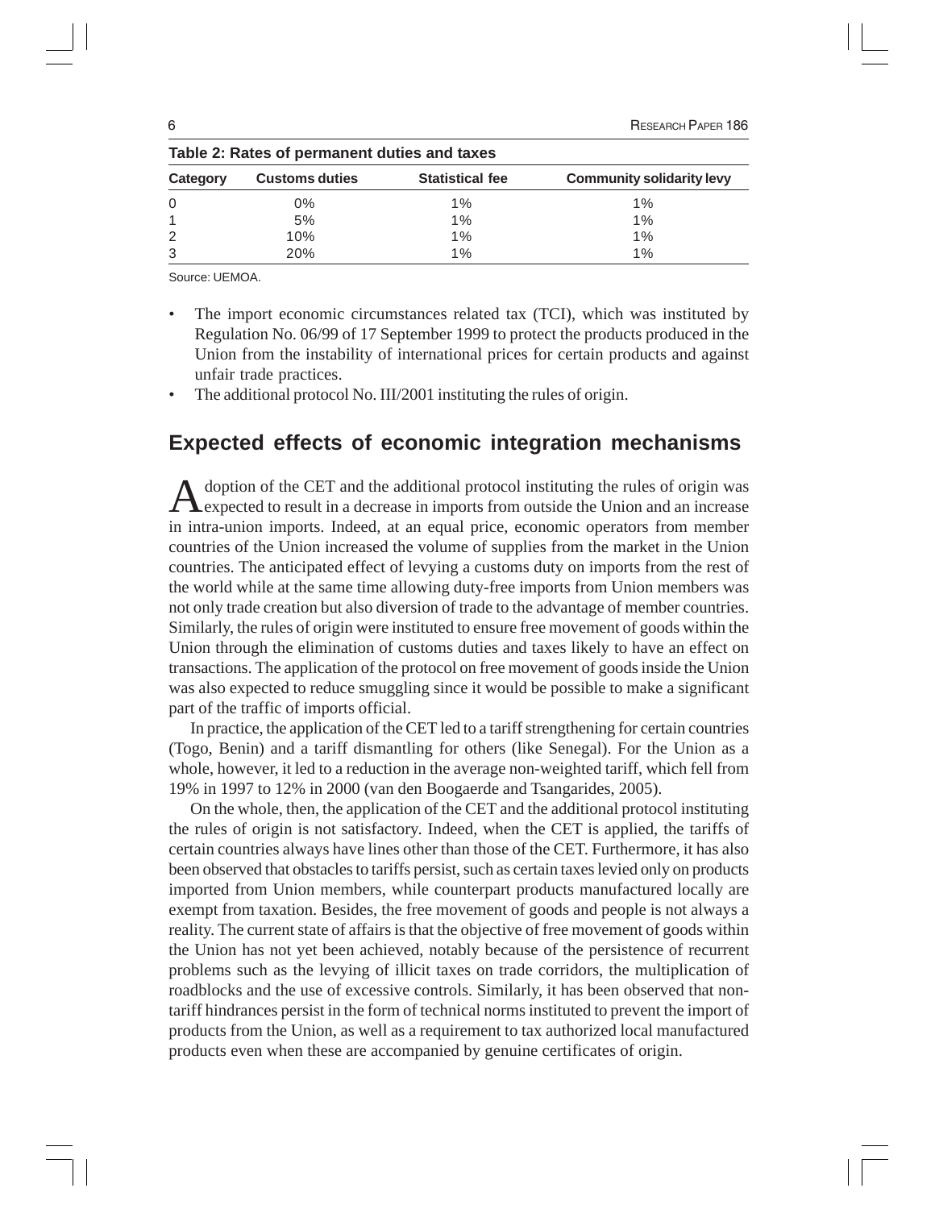**Table 2: Rates of permanent duties and taxes**

| Category | Customs duties | Statistical fee | Community solidarity levy |
|---|---|---|---|
| 0 | 0% | 1% | 1% |
| 1 | 5% | 1% | 1% |
| 2 | 10% | 1% | 1% |
| 3 | 20% | 1% | 1% |

Source: UEMOA.

- The import economic circumstances related tax (TCI), which was instituted by Regulation No. 06/99 of 17 September 1999 to protect the products produced in the Union from the instability of international prices for certain products and against unfair trade practices.
- The additional protocol No. III/2001 instituting the rules of origin.

## Expected effects of economic integration mechanisms

Adoption of the CET and the additional protocol instituting the rules of origin was expected to result in a decrease in imports from outside the Union and an increase in intra-union imports. Indeed, at an equal price, economic operators from member countries of the Union increased the volume of supplies from the market in the Union countries. The anticipated effect of levying a customs duty on imports from the rest of the world while at the same time allowing duty-free imports from Union members was not only trade creation but also diversion of trade to the advantage of member countries. Similarly, the rules of origin were instituted to ensure free movement of goods within the Union through the elimination of customs duties and taxes likely to have an effect on transactions. The application of the protocol on free movement of goods inside the Union was also expected to reduce smuggling since it would be possible to make a significant part of the traffic of imports official.

In practice, the application of the CET led to a tariff strengthening for certain countries (Togo, Benin) and a tariff dismantling for others (like Senegal). For the Union as a whole, however, it led to a reduction in the average non-weighted tariff, which fell from 19% in 1997 to 12% in 2000 (van den Boogaerde and Tsangarides, 2005).

On the whole, then, the application of the CET and the additional protocol instituting the rules of origin is not satisfactory. Indeed, when the CET is applied, the tariffs of certain countries always have lines other than those of the CET. Furthermore, it has also been observed that obstacles to tariffs persist, such as certain taxes levied only on products imported from Union members, while counterpart products manufactured locally are exempt from taxation. Besides, the free movement of goods and people is not always a reality. The current state of affairs is that the objective of free movement of goods within the Union has not yet been achieved, notably because of the persistence of recurrent problems such as the levying of illicit taxes on trade corridors, the multiplication of roadblocks and the use of excessive controls. Similarly, it has been observed that non-tariff hindrances persist in the form of technical norms instituted to prevent the import of products from the Union, as well as a requirement to tax authorized local manufactured products even when these are accompanied by genuine certificates of origin.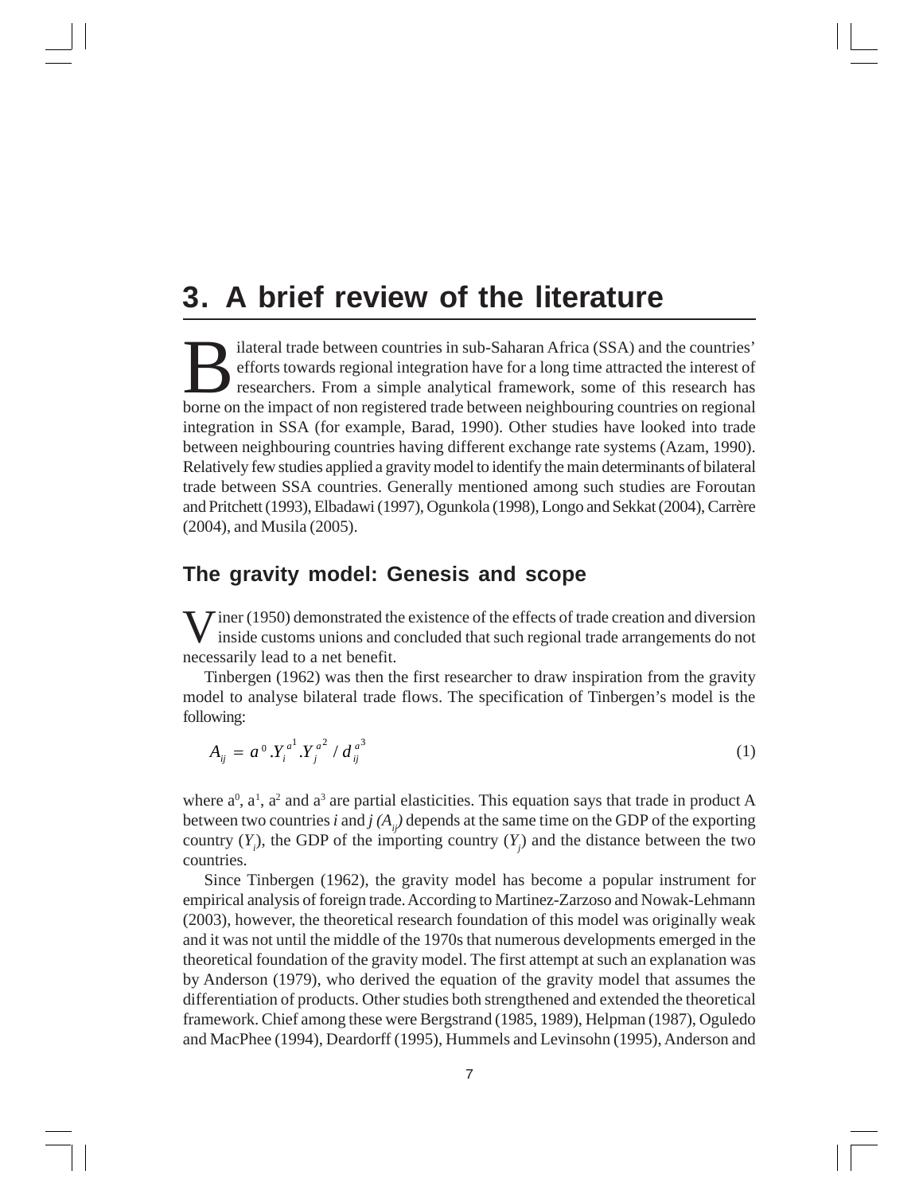# 3. A brief review of the literature

Bilateral trade between countries in sub-Saharan Africa (SSA) and the countries' efforts towards regional integration have for a long time attracted the interest of researchers. From a simple analytical framework, some of this research has borne on the impact of non registered trade between neighbouring countries on regional integration in SSA (for example, Barad, 1990). Other studies have looked into trade between neighbouring countries having different exchange rate systems (Azam, 1990). Relatively few studies applied a gravity model to identify the main determinants of bilateral trade between SSA countries. Generally mentioned among such studies are Foroutan and Pritchett (1993), Elbadawi (1997), Ogunkola (1998), Longo and Sekkat (2004), Carrère (2004), and Musila (2005).

## The gravity model: Genesis and scope

Viner (1950) demonstrated the existence of the effects of trade creation and diversion inside customs unions and concluded that such regional trade arrangements do not necessarily lead to a net benefit.

Tinbergen (1962) was then the first researcher to draw inspiration from the gravity model to analyse bilateral trade flows. The specification of Tinbergen's model is the following:

$$A_{ij} = a^0 . Y_i^{a^1} . Y_j^{a^2} / d_{ij}^{a^3} \tag{1}$$

where $a^0$, $a^1$, $a^2$ and $a^3$ are partial elasticities. This equation says that trade in product A between two countries *i* and *j* ($A_{ij}$) depends at the same time on the GDP of the exporting country ($Y_i$), the GDP of the importing country ($Y_j$) and the distance between the two countries.

Since Tinbergen (1962), the gravity model has become a popular instrument for empirical analysis of foreign trade. According to Martinez-Zarzoso and Nowak-Lehmann (2003), however, the theoretical research foundation of this model was originally weak and it was not until the middle of the 1970s that numerous developments emerged in the theoretical foundation of the gravity model. The first attempt at such an explanation was by Anderson (1979), who derived the equation of the gravity model that assumes the differentiation of products. Other studies both strengthened and extended the theoretical framework. Chief among these were Bergstrand (1985, 1989), Helpman (1987), Oguledo and MacPhee (1994), Deardorff (1995), Hummels and Levinsohn (1995), Anderson and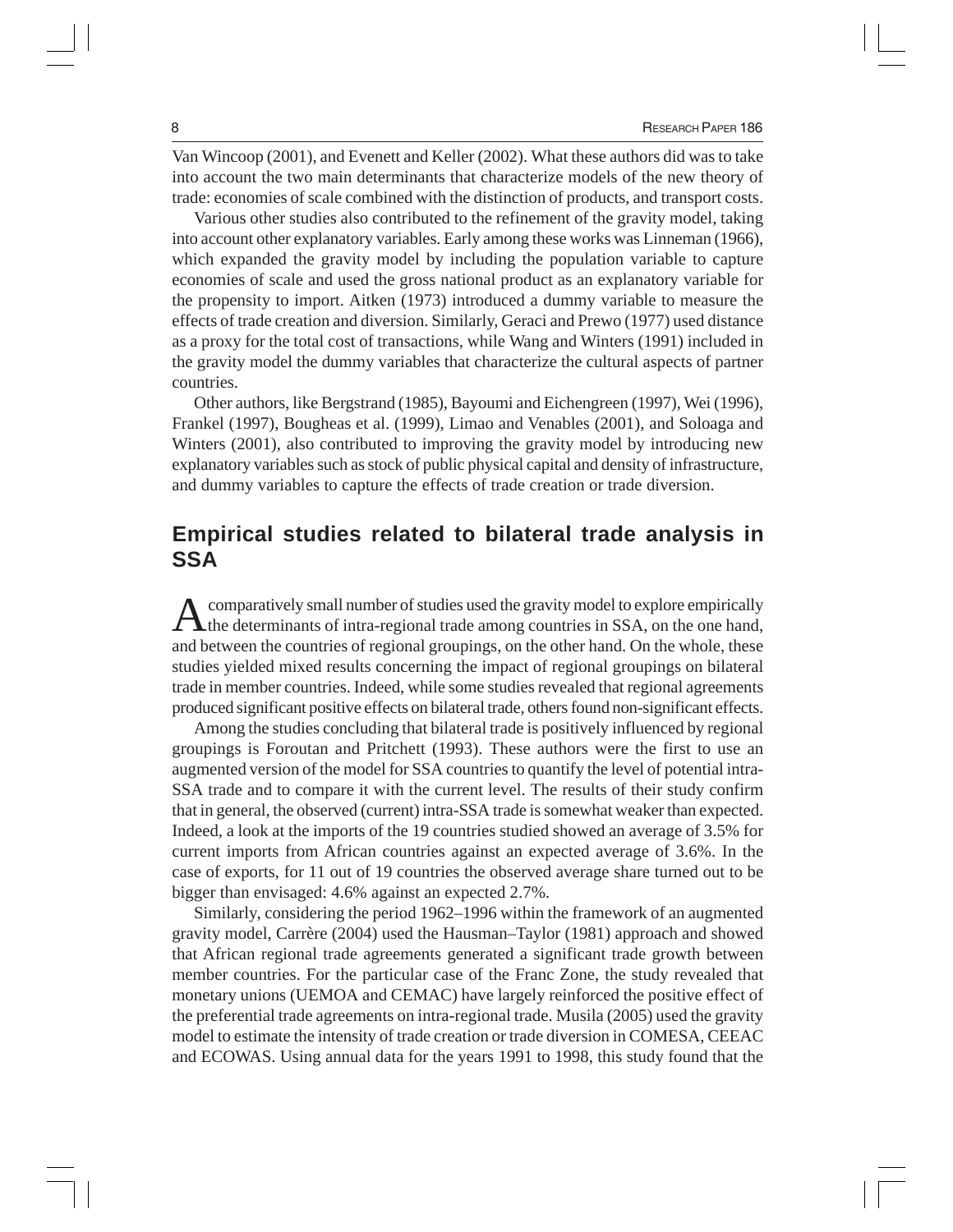Van Wincoop (2001), and Evenett and Keller (2002). What these authors did was to take into account the two main determinants that characterize models of the new theory of trade: economies of scale combined with the distinction of products, and transport costs.

Various other studies also contributed to the refinement of the gravity model, taking into account other explanatory variables. Early among these works was Linneman (1966), which expanded the gravity model by including the population variable to capture economies of scale and used the gross national product as an explanatory variable for the propensity to import. Aitken (1973) introduced a dummy variable to measure the effects of trade creation and diversion. Similarly, Geraci and Prewo (1977) used distance as a proxy for the total cost of transactions, while Wang and Winters (1991) included in the gravity model the dummy variables that characterize the cultural aspects of partner countries.

Other authors, like Bergstrand (1985), Bayoumi and Eichengreen (1997), Wei (1996), Frankel (1997), Bougheas et al. (1999), Limao and Venables (2001), and Soloaga and Winters (2001), also contributed to improving the gravity model by introducing new explanatory variables such as stock of public physical capital and density of infrastructure, and dummy variables to capture the effects of trade creation or trade diversion.

## Empirical studies related to bilateral trade analysis in SSA

A comparatively small number of studies used the gravity model to explore empirically the determinants of intra-regional trade among countries in SSA, on the one hand, and between the countries of regional groupings, on the other hand. On the whole, these studies yielded mixed results concerning the impact of regional groupings on bilateral trade in member countries. Indeed, while some studies revealed that regional agreements produced significant positive effects on bilateral trade, others found non-significant effects.

Among the studies concluding that bilateral trade is positively influenced by regional groupings is Foroutan and Pritchett (1993). These authors were the first to use an augmented version of the model for SSA countries to quantify the level of potential intra-SSA trade and to compare it with the current level. The results of their study confirm that in general, the observed (current) intra-SSA trade is somewhat weaker than expected. Indeed, a look at the imports of the 19 countries studied showed an average of 3.5% for current imports from African countries against an expected average of 3.6%. In the case of exports, for 11 out of 19 countries the observed average share turned out to be bigger than envisaged: 4.6% against an expected 2.7%.

Similarly, considering the period 1962–1996 within the framework of an augmented gravity model, Carrère (2004) used the Hausman–Taylor (1981) approach and showed that African regional trade agreements generated a significant trade growth between member countries. For the particular case of the Franc Zone, the study revealed that monetary unions (UEMOA and CEMAC) have largely reinforced the positive effect of the preferential trade agreements on intra-regional trade. Musila (2005) used the gravity model to estimate the intensity of trade creation or trade diversion in COMESA, CEEAC and ECOWAS. Using annual data for the years 1991 to 1998, this study found that the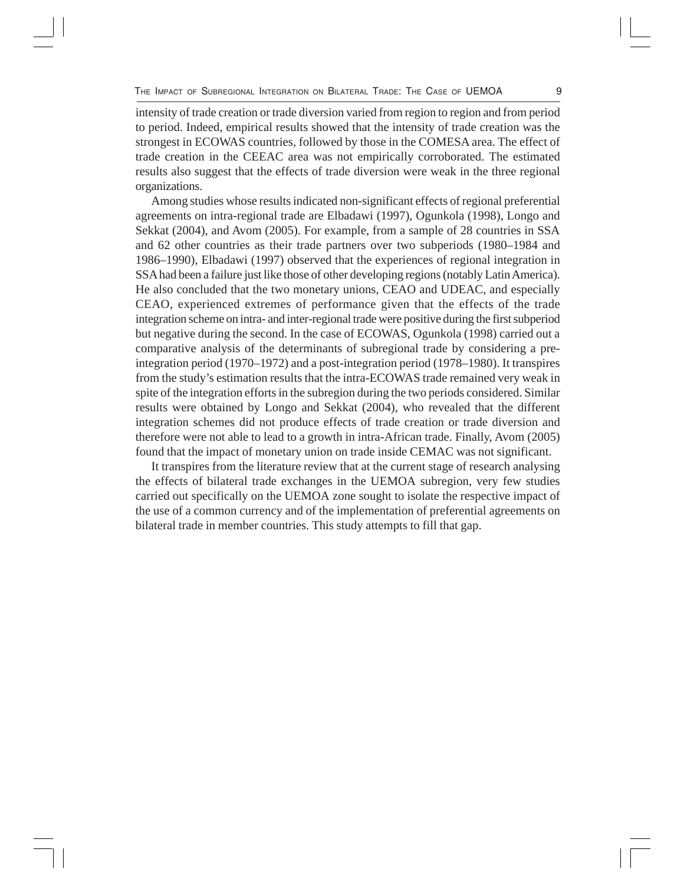intensity of trade creation or trade diversion varied from region to region and from period to period. Indeed, empirical results showed that the intensity of trade creation was the strongest in ECOWAS countries, followed by those in the COMESA area. The effect of trade creation in the CEEAC area was not empirically corroborated. The estimated results also suggest that the effects of trade diversion were weak in the three regional organizations.

Among studies whose results indicated non-significant effects of regional preferential agreements on intra-regional trade are Elbadawi (1997), Ogunkola (1998), Longo and Sekkat (2004), and Avom (2005). For example, from a sample of 28 countries in SSA and 62 other countries as their trade partners over two subperiods (1980–1984 and 1986–1990), Elbadawi (1997) observed that the experiences of regional integration in SSA had been a failure just like those of other developing regions (notably Latin America). He also concluded that the two monetary unions, CEAO and UDEAC, and especially CEAO, experienced extremes of performance given that the effects of the trade integration scheme on intra- and inter-regional trade were positive during the first subperiod but negative during the second. In the case of ECOWAS, Ogunkola (1998) carried out a comparative analysis of the determinants of subregional trade by considering a pre-integration period (1970–1972) and a post-integration period (1978–1980). It transpires from the study's estimation results that the intra-ECOWAS trade remained very weak in spite of the integration efforts in the subregion during the two periods considered. Similar results were obtained by Longo and Sekkat (2004), who revealed that the different integration schemes did not produce effects of trade creation or trade diversion and therefore were not able to lead to a growth in intra-African trade. Finally, Avom (2005) found that the impact of monetary union on trade inside CEMAC was not significant.

It transpires from the literature review that at the current stage of research analysing the effects of bilateral trade exchanges in the UEMOA subregion, very few studies carried out specifically on the UEMOA zone sought to isolate the respective impact of the use of a common currency and of the implementation of preferential agreements on bilateral trade in member countries. This study attempts to fill that gap.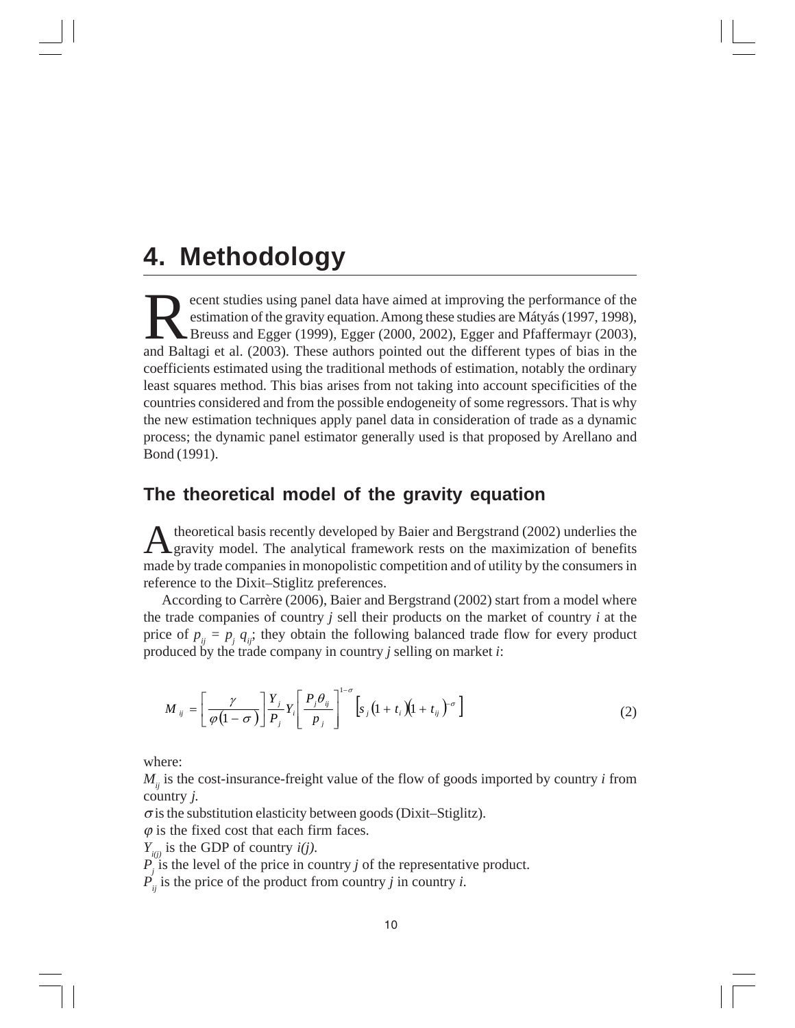# 4. Methodology

Recent studies using panel data have aimed at improving the performance of the estimation of the gravity equation. Among these studies are Mátyás (1997, 1998), Breuss and Egger (1999), Egger (2000, 2002), Egger and Pfaffermayr (2003), and Baltagi et al. (2003). These authors pointed out the different types of bias in the coefficients estimated using the traditional methods of estimation, notably the ordinary least squares method. This bias arises from not taking into account specificities of the countries considered and from the possible endogeneity of some regressors. That is why the new estimation techniques apply panel data in consideration of trade as a dynamic process; the dynamic panel estimator generally used is that proposed by Arellano and Bond (1991).

## The theoretical model of the gravity equation

A theoretical basis recently developed by Baier and Bergstrand (2002) underlies the gravity model. The analytical framework rests on the maximization of benefits made by trade companies in monopolistic competition and of utility by the consumers in reference to the Dixit–Stiglitz preferences.

According to Carrère (2006), Baier and Bergstrand (2002) start from a model where the trade companies of country *j* sell their products on the market of country *i* at the price of $p_{ij} = p_j\ q_{ij}$; they obtain the following balanced trade flow for every product produced by the trade company in country *j* selling on market *i*:

$$M_{ij} = \left[\frac{\gamma}{\varphi(1-\sigma)}\right]\frac{Y_j}{P_j}Y_i\left[\frac{P_j\theta_{ij}}{p_j}\right]^{1-\sigma}\left[s_j(1+t_i)(1+t_{ij})^{-\sigma}\right] \tag{2}$$

where:

$M_{ij}$ is the cost-insurance-freight value of the flow of goods imported by country *i* from country *j*.

$\sigma$ is the substitution elasticity between goods (Dixit–Stiglitz).

$\varphi$ is the fixed cost that each firm faces.

$Y_{i(j)}$ is the GDP of country *i(j)*.

$P_j$ is the level of the price in country *j* of the representative product.

$P_{ij}$ is the price of the product from country *j* in country *i*.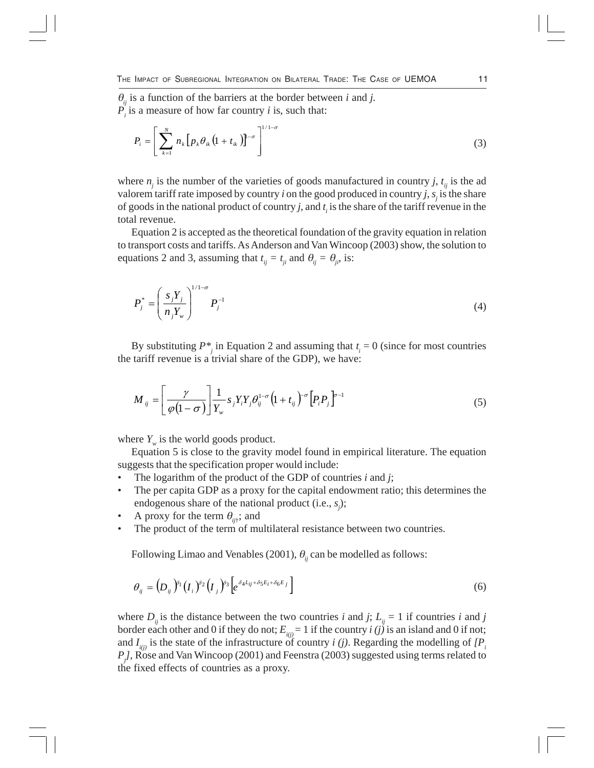$\theta_{ij}$ is a function of the barriers at the border between $i$ and $j$.
$P_i$ is a measure of how far country $i$ is, such that:

$$P_i = \left[ \sum_{k=1}^{N} n_k \left[ p_k \theta_{ik} \left(1 + t_{ik}\right) \right]^{1-\sigma} \right]^{1/1-\sigma} \tag{3}$$

where $n_j$ is the number of the varieties of goods manufactured in country $j$, $t_{ij}$ is the ad valorem tariff rate imposed by country $i$ on the good produced in country $j$, $s_j$ is the share of goods in the national product of country $j$, and $t_i$ is the share of the tariff revenue in the total revenue.

Equation 2 is accepted as the theoretical foundation of the gravity equation in relation to transport costs and tariffs. As Anderson and Van Wincoop (2003) show, the solution to equations 2 and 3, assuming that $t_{ij} = t_{ji}$ and $\theta_{ij} = \theta_{ji}$, is:

$$P_j^* = \left( \frac{s_j Y_j}{n_j Y_w} \right)^{1/1-\sigma} P_j^{-1} \tag{4}$$

By substituting $P^*_j$ in Equation 2 and assuming that $t_i = 0$ (since for most countries the tariff revenue is a trivial share of the GDP), we have:

$$M_{ij} = \left[ \frac{\gamma}{\varphi\left(1-\sigma\right)} \right] \frac{1}{Y_w} s_j Y_i Y_j \theta_{ij}^{1-\sigma} \left(1 + t_{ij}\right)^{-\sigma} \left[ P_i P_j \right]^{\sigma-1} \tag{5}$$

where $Y_w$ is the world goods product.

Equation 5 is close to the gravity model found in empirical literature. The equation suggests that the specification proper would include:

- The logarithm of the product of the GDP of countries $i$ and $j$;
- The per capita GDP as a proxy for the capital endowment ratio; this determines the endogenous share of the national product (i.e., $s_j$);
- A proxy for the term $\theta_{ij}$; and
- The product of the term of multilateral resistance between two countries.

Following Limao and Venables (2001), $\theta_{ij}$ can be modelled as follows:

$$\theta_{ij} = \left(D_{ij}\right)^{\delta_1} \left(I_i\right)^{\delta_2} \left(I_j\right)^{\delta_3} \left[ e^{\delta_4 L_{ij} + \delta_5 E_i + \delta_6 E_j} \right] \tag{6}$$

where $D_{ij}$ is the distance between the two countries $i$ and $j$; $L_{ij} = 1$ if countries $i$ and $j$ border each other and 0 if they do not; $E_{i(j)} = 1$ if the country $i$ $(j)$ is an island and 0 if not; and $I_{i(j)}$ is the state of the infrastructure of country $i$ $(j)$. Regarding the modelling of $[P_i P_j]$, Rose and Van Wincoop (2001) and Feenstra (2003) suggested using terms related to the fixed effects of countries as a proxy.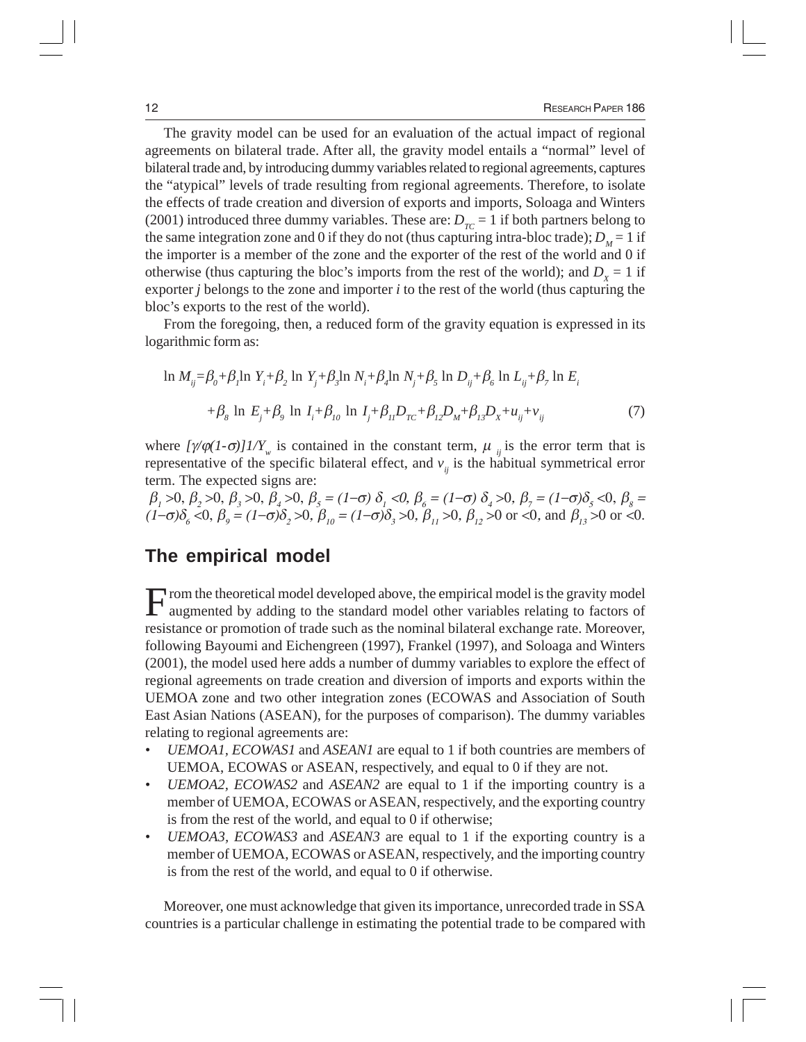The gravity model can be used for an evaluation of the actual impact of regional agreements on bilateral trade. After all, the gravity model entails a "normal" level of bilateral trade and, by introducing dummy variables related to regional agreements, captures the "atypical" levels of trade resulting from regional agreements. Therefore, to isolate the effects of trade creation and diversion of exports and imports, Soloaga and Winters (2001) introduced three dummy variables. These are: $D_{TC} = 1$ if both partners belong to the same integration zone and 0 if they do not (thus capturing intra-bloc trade); $D_M = 1$ if the importer is a member of the zone and the exporter of the rest of the world and 0 if otherwise (thus capturing the bloc's imports from the rest of the world); and $D_X = 1$ if exporter $j$ belongs to the zone and importer $i$ to the rest of the world (thus capturing the bloc's exports to the rest of the world).

From the foregoing, then, a reduced form of the gravity equation is expressed in its logarithmic form as:

$$\ln M_{ij} = \beta_0 + \beta_1 \ln Y_i + \beta_2 \ln Y_j + \beta_3 \ln N_i + \beta_4 \ln N_j + \beta_5 \ln D_{ij} + \beta_6 \ln L_{ij} + \beta_7 \ln E_i$$

$$+ \beta_8 \ln E_j + \beta_9 \ln I_i + \beta_{10} \ln I_j + \beta_{11} D_{TC} + \beta_{12} D_M + \beta_{13} D_X + u_{ij} + v_{ij} \qquad (7)$$

where $[\gamma/\varphi(1-\sigma)]1/Y_w$ is contained in the constant term, $\mu_{ij}$ is the error term that is representative of the specific bilateral effect, and $v_{ij}$ is the habitual symmetrical error term. The expected signs are:

$\beta_1 > 0$, $\beta_2 > 0$, $\beta_3 > 0$, $\beta_4 > 0$, $\beta_5 = (1-\sigma)\,\delta_1 < 0$, $\beta_6 = (1-\sigma)\,\delta_4 > 0$, $\beta_7 = (1-\sigma)\delta_5 < 0$, $\beta_8 = (1-\sigma)\delta_6 < 0$, $\beta_9 = (1-\sigma)\delta_2 > 0$, $\beta_{10} = (1-\sigma)\delta_3 > 0$, $\beta_{11} > 0$, $\beta_{12} > 0$ or $< 0$, and $\beta_{13} > 0$ or $< 0$.

## The empirical model

From the theoretical model developed above, the empirical model is the gravity model augmented by adding to the standard model other variables relating to factors of resistance or promotion of trade such as the nominal bilateral exchange rate. Moreover, following Bayoumi and Eichengreen (1997), Frankel (1997), and Soloaga and Winters (2001), the model used here adds a number of dummy variables to explore the effect of regional agreements on trade creation and diversion of imports and exports within the UEMOA zone and two other integration zones (ECOWAS and Association of South East Asian Nations (ASEAN), for the purposes of comparison). The dummy variables relating to regional agreements are:

- *UEMOA1*, *ECOWAS1* and *ASEAN1* are equal to 1 if both countries are members of UEMOA, ECOWAS or ASEAN, respectively, and equal to 0 if they are not.
- *UEMOA2*, *ECOWAS2* and *ASEAN2* are equal to 1 if the importing country is a member of UEMOA, ECOWAS or ASEAN, respectively, and the exporting country is from the rest of the world, and equal to 0 if otherwise;
- *UEMOA3*, *ECOWAS3* and *ASEAN3* are equal to 1 if the exporting country is a member of UEMOA, ECOWAS or ASEAN, respectively, and the importing country is from the rest of the world, and equal to 0 if otherwise.

Moreover, one must acknowledge that given its importance, unrecorded trade in SSA countries is a particular challenge in estimating the potential trade to be compared with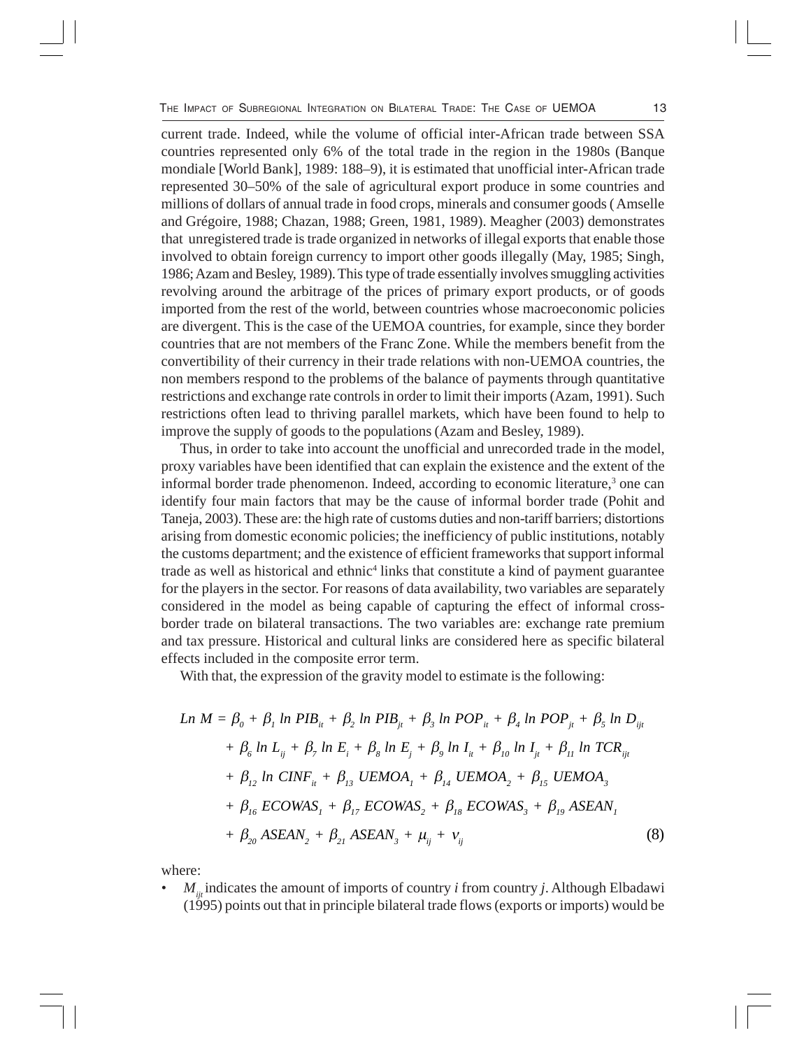current trade. Indeed, while the volume of official inter-African trade between SSA countries represented only 6% of the total trade in the region in the 1980s (Banque mondiale [World Bank], 1989: 188–9), it is estimated that unofficial inter-African trade represented 30–50% of the sale of agricultural export produce in some countries and millions of dollars of annual trade in food crops, minerals and consumer goods ( Amselle and Grégoire, 1988; Chazan, 1988; Green, 1981, 1989). Meagher (2003) demonstrates that unregistered trade is trade organized in networks of illegal exports that enable those involved to obtain foreign currency to import other goods illegally (May, 1985; Singh, 1986; Azam and Besley, 1989). This type of trade essentially involves smuggling activities revolving around the arbitrage of the prices of primary export products, or of goods imported from the rest of the world, between countries whose macroeconomic policies are divergent. This is the case of the UEMOA countries, for example, since they border countries that are not members of the Franc Zone. While the members benefit from the convertibility of their currency in their trade relations with non-UEMOA countries, the non members respond to the problems of the balance of payments through quantitative restrictions and exchange rate controls in order to limit their imports (Azam, 1991). Such restrictions often lead to thriving parallel markets, which have been found to help to improve the supply of goods to the populations (Azam and Besley, 1989).

Thus, in order to take into account the unofficial and unrecorded trade in the model, proxy variables have been identified that can explain the existence and the extent of the informal border trade phenomenon. Indeed, according to economic literature,[3] one can identify four main factors that may be the cause of informal border trade (Pohit and Taneja, 2003). These are: the high rate of customs duties and non-tariff barriers; distortions arising from domestic economic policies; the inefficiency of public institutions, notably the customs department; and the existence of efficient frameworks that support informal trade as well as historical and ethnic[4] links that constitute a kind of payment guarantee for the players in the sector. For reasons of data availability, two variables are separately considered in the model as being capable of capturing the effect of informal cross-border trade on bilateral transactions. The two variables are: exchange rate premium and tax pressure. Historical and cultural links are considered here as specific bilateral effects included in the composite error term.

With that, the expression of the gravity model to estimate is the following:

$$
\begin{aligned}
Ln\ M = {} & \beta_0 + \beta_1 \ln PIB_{it} + \beta_2 \ln PIB_{jt} + \beta_3 \ln POP_{it} + \beta_4 \ln POP_{jt} + \beta_5 \ln D_{ijt} \\
& + \beta_6 \ln L_{ij} + \beta_7 \ln E_i + \beta_8 \ln E_j + \beta_9 \ln I_{it} + \beta_{10} \ln I_{jt} + \beta_{11} \ln TCR_{ijt} \\
& + \beta_{12} \ln CINF_{it} + \beta_{13}\, UEMOA_1 + \beta_{14}\, UEMOA_2 + \beta_{15}\, UEMOA_3 \\
& + \beta_{16}\, ECOWAS_1 + \beta_{17}\, ECOWAS_2 + \beta_{18}\, ECOWAS_3 + \beta_{19}\, ASEAN_1 \\
& + \beta_{20}\, ASEAN_2 + \beta_{21}\, ASEAN_3 + \mu_{ij} + \nu_{ij}
\end{aligned}
\tag{8}
$$

where:

- $M_{ijt}$ indicates the amount of imports of country $i$ from country $j$. Although Elbadawi (1995) points out that in principle bilateral trade flows (exports or imports) would be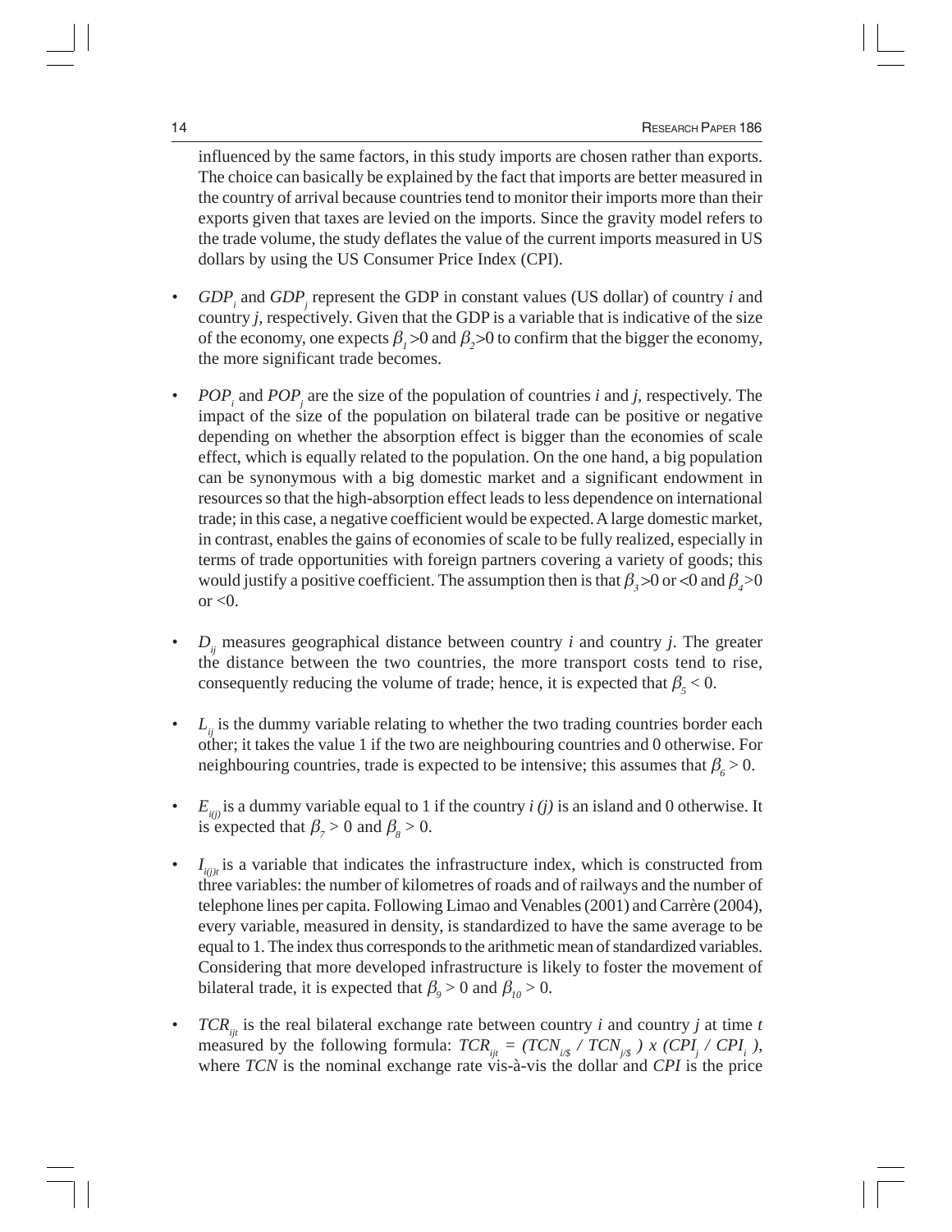influenced by the same factors, in this study imports are chosen rather than exports. The choice can basically be explained by the fact that imports are better measured in the country of arrival because countries tend to monitor their imports more than their exports given that taxes are levied on the imports. Since the gravity model refers to the trade volume, the study deflates the value of the current imports measured in US dollars by using the US Consumer Price Index (CPI).

- $GDP_i$ and $GDP_j$ represent the GDP in constant values (US dollar) of country *i* and country *j*, respectively. Given that the GDP is a variable that is indicative of the size of the economy, one expects $\beta_1 > 0$ and $\beta_2 > 0$ to confirm that the bigger the economy, the more significant trade becomes.

- $POP_i$ and $POP_j$ are the size of the population of countries *i* and *j*, respectively. The impact of the size of the population on bilateral trade can be positive or negative depending on whether the absorption effect is bigger than the economies of scale effect, which is equally related to the population. On the one hand, a big population can be synonymous with a big domestic market and a significant endowment in resources so that the high-absorption effect leads to less dependence on international trade; in this case, a negative coefficient would be expected. A large domestic market, in contrast, enables the gains of economies of scale to be fully realized, especially in terms of trade opportunities with foreign partners covering a variety of goods; this would justify a positive coefficient. The assumption then is that $\beta_3 > 0$ or $< 0$ and $\beta_4 > 0$ or $< 0$.

- $D_{ij}$ measures geographical distance between country *i* and country *j*. The greater the distance between the two countries, the more transport costs tend to rise, consequently reducing the volume of trade; hence, it is expected that $\beta_5 < 0$.

- $L_{ij}$ is the dummy variable relating to whether the two trading countries border each other; it takes the value 1 if the two are neighbouring countries and 0 otherwise. For neighbouring countries, trade is expected to be intensive; this assumes that $\beta_6 > 0$.

- $E_{i(j)}$ is a dummy variable equal to 1 if the country *i (j)* is an island and 0 otherwise. It is expected that $\beta_7 > 0$ and $\beta_8 > 0$.

- $I_{i(j)t}$ is a variable that indicates the infrastructure index, which is constructed from three variables: the number of kilometres of roads and of railways and the number of telephone lines per capita. Following Limao and Venables (2001) and Carrère (2004), every variable, measured in density, is standardized to have the same average to be equal to 1. The index thus corresponds to the arithmetic mean of standardized variables. Considering that more developed infrastructure is likely to foster the movement of bilateral trade, it is expected that $\beta_9 > 0$ and $\beta_{10} > 0$.

- $TCR_{ijt}$ is the real bilateral exchange rate between country *i* and country *j* at time *t* measured by the following formula: $TCR_{ijt} = (TCN_{i/\$} / TCN_{j/\$}) \times (CPI_j / CPI_i)$, where *TCN* is the nominal exchange rate vis-à-vis the dollar and *CPI* is the price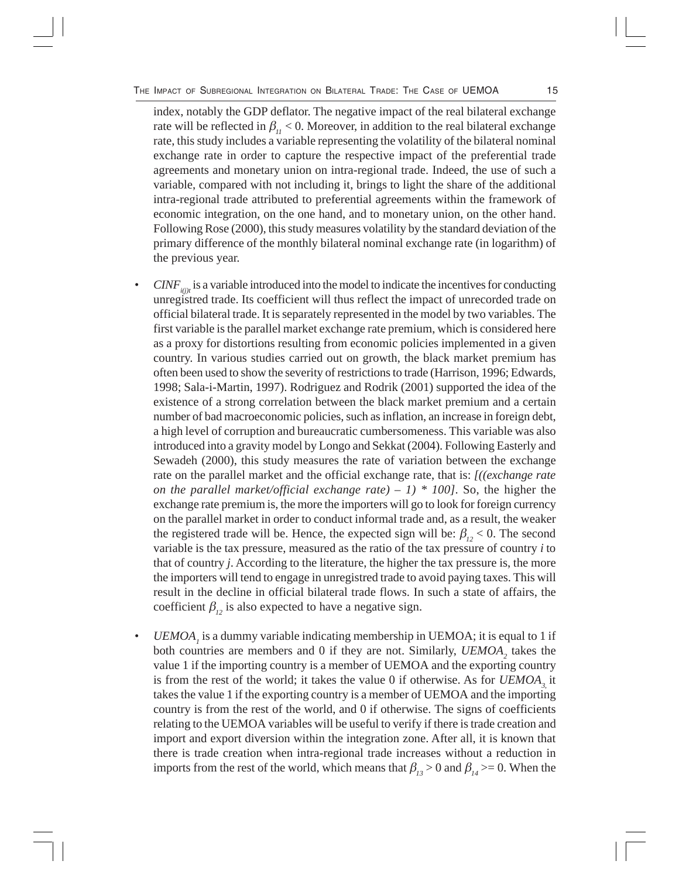index, notably the GDP deflator. The negative impact of the real bilateral exchange rate will be reflected in $\beta_{11} < 0$. Moreover, in addition to the real bilateral exchange rate, this study includes a variable representing the volatility of the bilateral nominal exchange rate in order to capture the respective impact of the preferential trade agreements and monetary union on intra-regional trade. Indeed, the use of such a variable, compared with not including it, brings to light the share of the additional intra-regional trade attributed to preferential agreements within the framework of economic integration, on the one hand, and to monetary union, on the other hand. Following Rose (2000), this study measures volatility by the standard deviation of the primary difference of the monthly bilateral nominal exchange rate (in logarithm) of the previous year.

- $CINF_{i(j)t}$ is a variable introduced into the model to indicate the incentives for conducting unregistred trade. Its coefficient will thus reflect the impact of unrecorded trade on official bilateral trade. It is separately represented in the model by two variables. The first variable is the parallel market exchange rate premium, which is considered here as a proxy for distortions resulting from economic policies implemented in a given country. In various studies carried out on growth, the black market premium has often been used to show the severity of restrictions to trade (Harrison, 1996; Edwards, 1998; Sala-i-Martin, 1997). Rodriguez and Rodrik (2001) supported the idea of the existence of a strong correlation between the black market premium and a certain number of bad macroeconomic policies, such as inflation, an increase in foreign debt, a high level of corruption and bureaucratic cumbersomeness. This variable was also introduced into a gravity model by Longo and Sekkat (2004). Following Easterly and Sewadeh (2000), this study measures the rate of variation between the exchange rate on the parallel market and the official exchange rate, that is: *[((exchange rate on the parallel market/official exchange rate) – 1) * 100]*. So, the higher the exchange rate premium is, the more the importers will go to look for foreign currency on the parallel market in order to conduct informal trade and, as a result, the weaker the registered trade will be. Hence, the expected sign will be: $\beta_{12} < 0$. The second variable is the tax pressure, measured as the ratio of the tax pressure of country *i* to that of country *j*. According to the literature, the higher the tax pressure is, the more the importers will tend to engage in unregistred trade to avoid paying taxes. This will result in the decline in official bilateral trade flows. In such a state of affairs, the coefficient $\beta_{12}$ is also expected to have a negative sign.
- $UEMOA_1$ is a dummy variable indicating membership in UEMOA; it is equal to 1 if both countries are members and 0 if they are not. Similarly, $UEMOA_2$ takes the value 1 if the importing country is a member of UEMOA and the exporting country is from the rest of the world; it takes the value 0 if otherwise. As for $UEMOA_3$, it takes the value 1 if the exporting country is a member of UEMOA and the importing country is from the rest of the world, and 0 if otherwise. The signs of coefficients relating to the UEMOA variables will be useful to verify if there is trade creation and import and export diversion within the integration zone. After all, it is known that there is trade creation when intra-regional trade increases without a reduction in imports from the rest of the world, which means that $\beta_{13} > 0$ and $\beta_{14} >= 0$. When the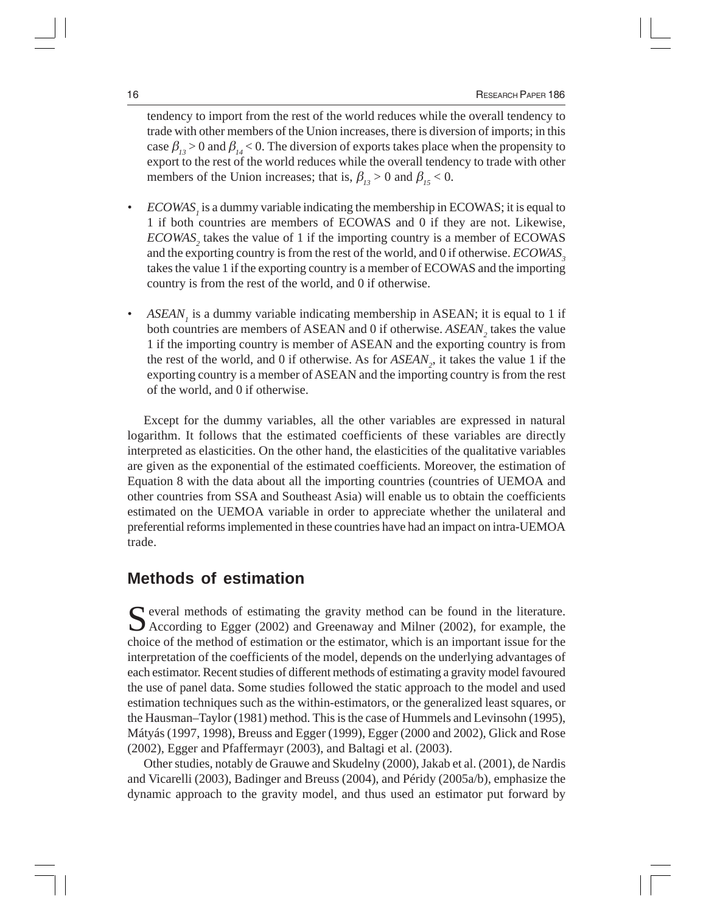tendency to import from the rest of the world reduces while the overall tendency to trade with other members of the Union increases, there is diversion of imports; in this case $\beta_{13} > 0$ and $\beta_{14} < 0$. The diversion of exports takes place when the propensity to export to the rest of the world reduces while the overall tendency to trade with other members of the Union increases; that is, $\beta_{13} > 0$ and $\beta_{15} < 0$.

- $ECOWAS_1$ is a dummy variable indicating the membership in ECOWAS; it is equal to 1 if both countries are members of ECOWAS and 0 if they are not. Likewise, $ECOWAS_2$ takes the value of 1 if the importing country is a member of ECOWAS and the exporting country is from the rest of the world, and 0 if otherwise. $ECOWAS_3$ takes the value 1 if the exporting country is a member of ECOWAS and the importing country is from the rest of the world, and 0 if otherwise.

- $ASEAN_1$ is a dummy variable indicating membership in ASEAN; it is equal to 1 if both countries are members of ASEAN and 0 if otherwise. $ASEAN_2$ takes the value 1 if the importing country is member of ASEAN and the exporting country is from the rest of the world, and 0 if otherwise. As for $ASEAN_2$, it takes the value 1 if the exporting country is a member of ASEAN and the importing country is from the rest of the world, and 0 if otherwise.

Except for the dummy variables, all the other variables are expressed in natural logarithm. It follows that the estimated coefficients of these variables are directly interpreted as elasticities. On the other hand, the elasticities of the qualitative variables are given as the exponential of the estimated coefficients. Moreover, the estimation of Equation 8 with the data about all the importing countries (countries of UEMOA and other countries from SSA and Southeast Asia) will enable us to obtain the coefficients estimated on the UEMOA variable in order to appreciate whether the unilateral and preferential reforms implemented in these countries have had an impact on intra-UEMOA trade.

## Methods of estimation

Several methods of estimating the gravity method can be found in the literature. According to Egger (2002) and Greenaway and Milner (2002), for example, the choice of the method of estimation or the estimator, which is an important issue for the interpretation of the coefficients of the model, depends on the underlying advantages of each estimator. Recent studies of different methods of estimating a gravity model favoured the use of panel data. Some studies followed the static approach to the model and used estimation techniques such as the within-estimators, or the generalized least squares, or the Hausman–Taylor (1981) method. This is the case of Hummels and Levinsohn (1995), Mátyás (1997, 1998), Breuss and Egger (1999), Egger (2000 and 2002), Glick and Rose (2002), Egger and Pfaffermayr (2003), and Baltagi et al. (2003).

Other studies, notably de Grauwe and Skudelny (2000), Jakab et al. (2001), de Nardis and Vicarelli (2003), Badinger and Breuss (2004), and Péridy (2005a/b), emphasize the dynamic approach to the gravity model, and thus used an estimator put forward by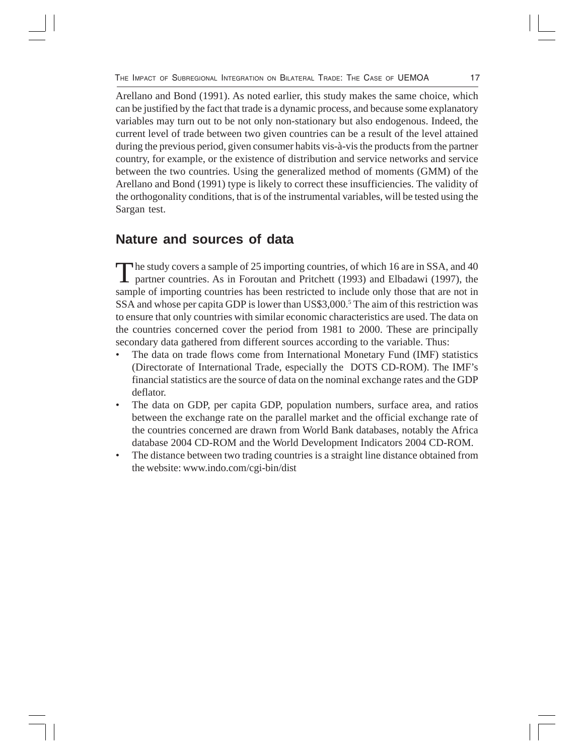Arellano and Bond (1991). As noted earlier, this study makes the same choice, which can be justified by the fact that trade is a dynamic process, and because some explanatory variables may turn out to be not only non-stationary but also endogenous. Indeed, the current level of trade between two given countries can be a result of the level attained during the previous period, given consumer habits vis-à-vis the products from the partner country, for example, or the existence of distribution and service networks and service between the two countries. Using the generalized method of moments (GMM) of the Arellano and Bond (1991) type is likely to correct these insufficiencies. The validity of the orthogonality conditions, that is of the instrumental variables, will be tested using the Sargan test.

## Nature and sources of data

The study covers a sample of 25 importing countries, of which 16 are in SSA, and 40 partner countries. As in Foroutan and Pritchett (1993) and Elbadawi (1997), the sample of importing countries has been restricted to include only those that are not in SSA and whose per capita GDP is lower than US$3,000.[5] The aim of this restriction was to ensure that only countries with similar economic characteristics are used. The data on the countries concerned cover the period from 1981 to 2000. These are principally secondary data gathered from different sources according to the variable. Thus:

- The data on trade flows come from International Monetary Fund (IMF) statistics (Directorate of International Trade, especially the DOTS CD-ROM). The IMF's financial statistics are the source of data on the nominal exchange rates and the GDP deflator.
- The data on GDP, per capita GDP, population numbers, surface area, and ratios between the exchange rate on the parallel market and the official exchange rate of the countries concerned are drawn from World Bank databases, notably the Africa database 2004 CD-ROM and the World Development Indicators 2004 CD-ROM.
- The distance between two trading countries is a straight line distance obtained from the website: www.indo.com/cgi-bin/dist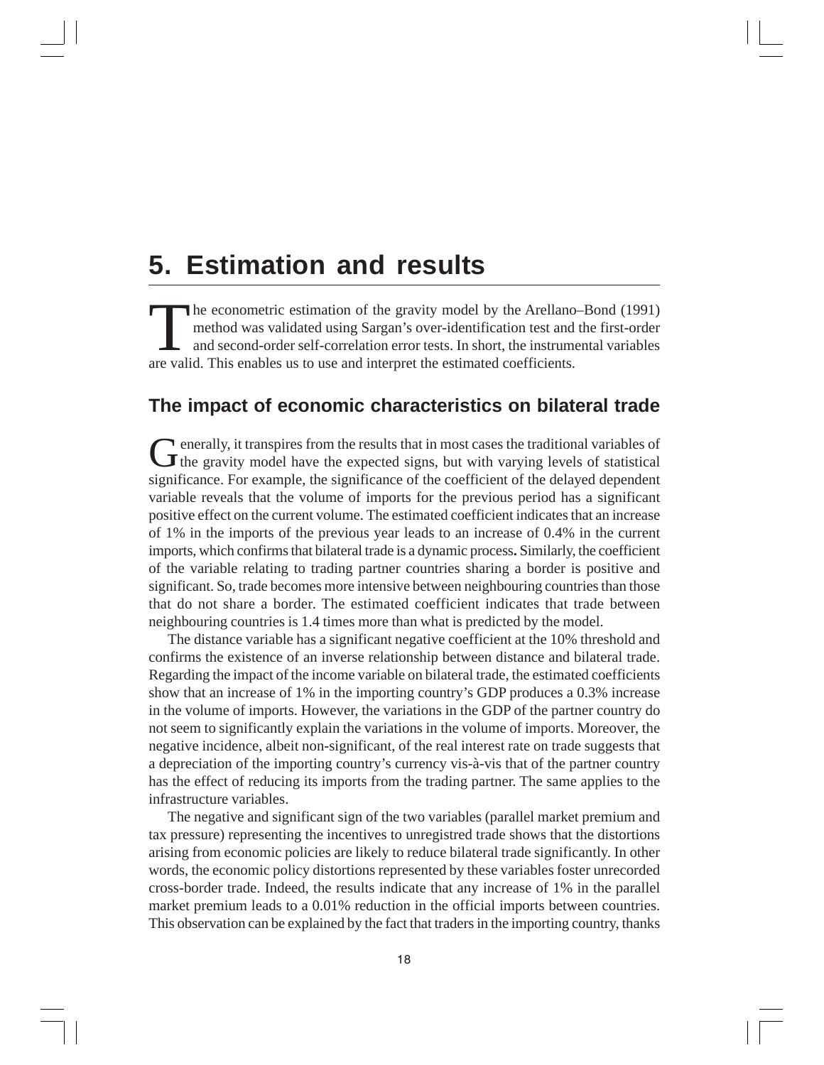# 5. Estimation and results

The econometric estimation of the gravity model by the Arellano–Bond (1991) method was validated using Sargan's over-identification test and the first-order and second-order self-correlation error tests. In short, the instrumental variables are valid. This enables us to use and interpret the estimated coefficients.

## The impact of economic characteristics on bilateral trade

Generally, it transpires from the results that in most cases the traditional variables of the gravity model have the expected signs, but with varying levels of statistical significance. For example, the significance of the coefficient of the delayed dependent variable reveals that the volume of imports for the previous period has a significant positive effect on the current volume. The estimated coefficient indicates that an increase of 1% in the imports of the previous year leads to an increase of 0.4% in the current imports, which confirms that bilateral trade is a dynamic process**.** Similarly, the coefficient of the variable relating to trading partner countries sharing a border is positive and significant. So, trade becomes more intensive between neighbouring countries than those that do not share a border. The estimated coefficient indicates that trade between neighbouring countries is 1.4 times more than what is predicted by the model.

The distance variable has a significant negative coefficient at the 10% threshold and confirms the existence of an inverse relationship between distance and bilateral trade. Regarding the impact of the income variable on bilateral trade, the estimated coefficients show that an increase of 1% in the importing country's GDP produces a 0.3% increase in the volume of imports. However, the variations in the GDP of the partner country do not seem to significantly explain the variations in the volume of imports. Moreover, the negative incidence, albeit non-significant, of the real interest rate on trade suggests that a depreciation of the importing country's currency vis-à-vis that of the partner country has the effect of reducing its imports from the trading partner. The same applies to the infrastructure variables.

The negative and significant sign of the two variables (parallel market premium and tax pressure) representing the incentives to unregistred trade shows that the distortions arising from economic policies are likely to reduce bilateral trade significantly. In other words, the economic policy distortions represented by these variables foster unrecorded cross-border trade. Indeed, the results indicate that any increase of 1% in the parallel market premium leads to a 0.01% reduction in the official imports between countries. This observation can be explained by the fact that traders in the importing country, thanks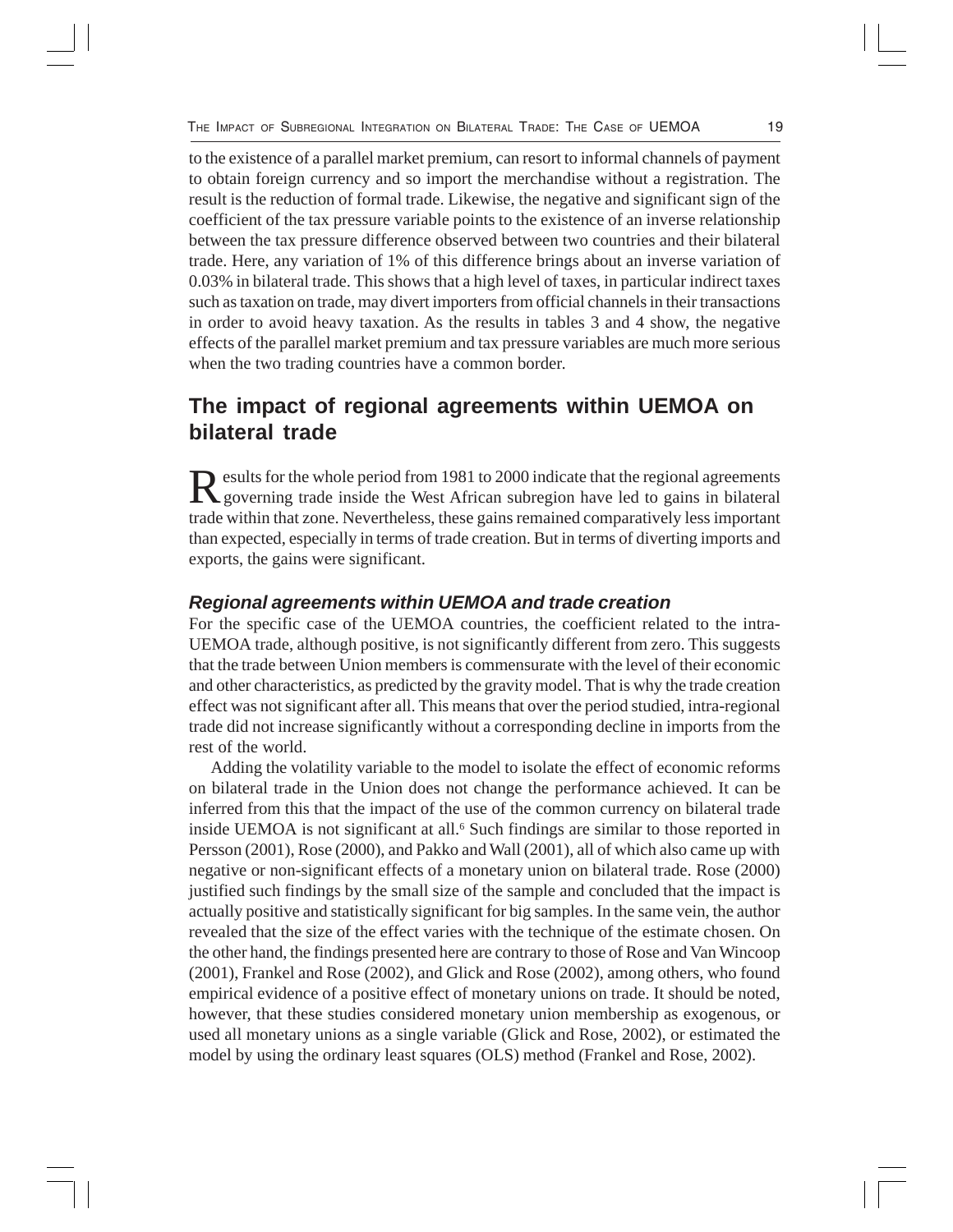to the existence of a parallel market premium, can resort to informal channels of payment to obtain foreign currency and so import the merchandise without a registration. The result is the reduction of formal trade. Likewise, the negative and significant sign of the coefficient of the tax pressure variable points to the existence of an inverse relationship between the tax pressure difference observed between two countries and their bilateral trade. Here, any variation of 1% of this difference brings about an inverse variation of 0.03% in bilateral trade. This shows that a high level of taxes, in particular indirect taxes such as taxation on trade, may divert importers from official channels in their transactions in order to avoid heavy taxation. As the results in tables 3 and 4 show, the negative effects of the parallel market premium and tax pressure variables are much more serious when the two trading countries have a common border.

## The impact of regional agreements within UEMOA on bilateral trade

Results for the whole period from 1981 to 2000 indicate that the regional agreements governing trade inside the West African subregion have led to gains in bilateral trade within that zone. Nevertheless, these gains remained comparatively less important than expected, especially in terms of trade creation. But in terms of diverting imports and exports, the gains were significant.

### *Regional agreements within UEMOA and trade creation*

For the specific case of the UEMOA countries, the coefficient related to the intra-UEMOA trade, although positive, is not significantly different from zero. This suggests that the trade between Union members is commensurate with the level of their economic and other characteristics, as predicted by the gravity model. That is why the trade creation effect was not significant after all. This means that over the period studied, intra-regional trade did not increase significantly without a corresponding decline in imports from the rest of the world.

Adding the volatility variable to the model to isolate the effect of economic reforms on bilateral trade in the Union does not change the performance achieved. It can be inferred from this that the impact of the use of the common currency on bilateral trade inside UEMOA is not significant at all.[6] Such findings are similar to those reported in Persson (2001), Rose (2000), and Pakko and Wall (2001), all of which also came up with negative or non-significant effects of a monetary union on bilateral trade. Rose (2000) justified such findings by the small size of the sample and concluded that the impact is actually positive and statistically significant for big samples. In the same vein, the author revealed that the size of the effect varies with the technique of the estimate chosen. On the other hand, the findings presented here are contrary to those of Rose and Van Wincoop (2001), Frankel and Rose (2002), and Glick and Rose (2002), among others, who found empirical evidence of a positive effect of monetary unions on trade. It should be noted, however, that these studies considered monetary union membership as exogenous, or used all monetary unions as a single variable (Glick and Rose, 2002), or estimated the model by using the ordinary least squares (OLS) method (Frankel and Rose, 2002).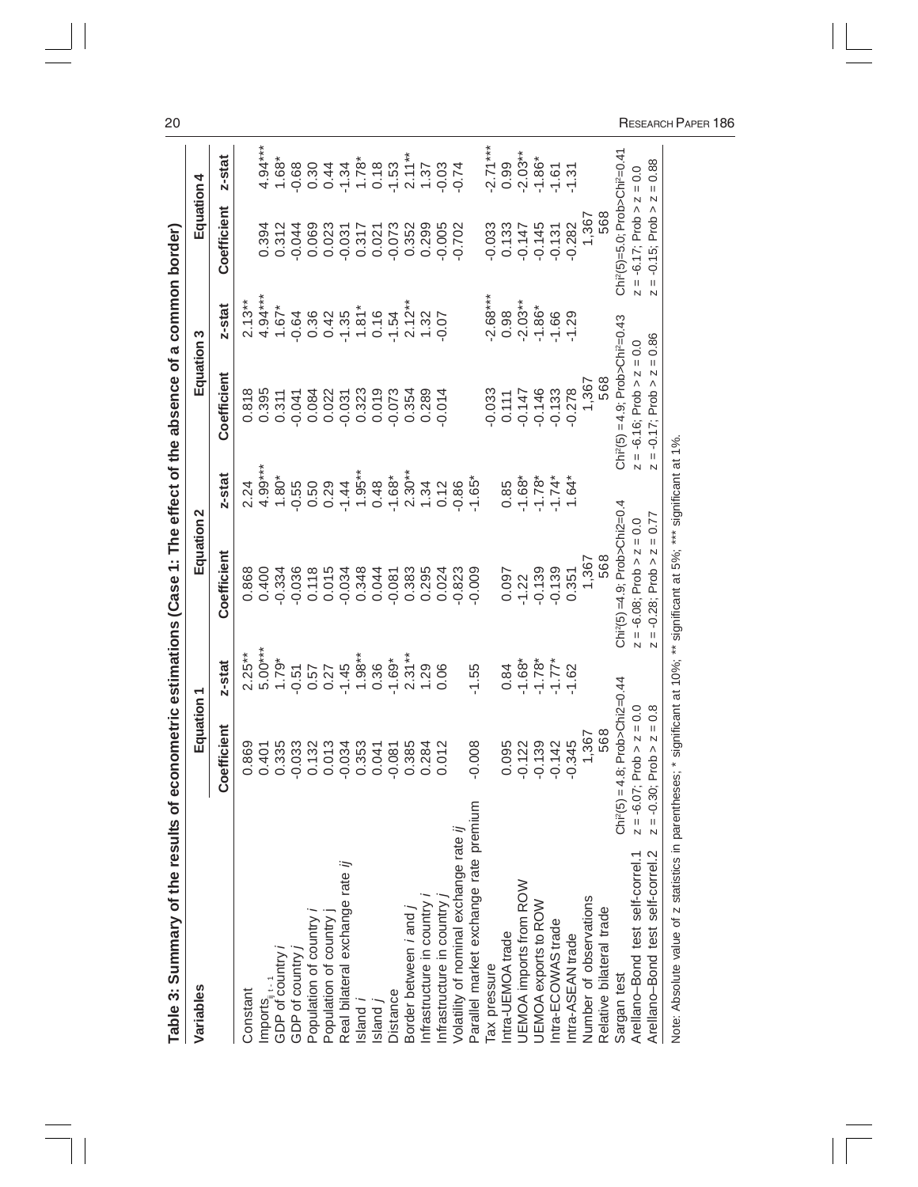**Table 3: Summary of the results of econometric estimations (Case 1: The effect of the absence of a common border)**

| Variables | Equation 1 | | Equation 2 | | Equation 3 | | Equation 4 | |
|---|---|---|---|---|---|---|---|---|
| | Coefficient | z-stat | Coefficient | z-stat | Coefficient | z-stat | Coefficient | z-stat |
| Constant | 0.869 | 2.25** | 0.868 | 2.24 | 0.818 | 2.13** | | |
| Imports$_{ij\ t-1}$ | 0.401 | 5.00*** | 0.400 | 4.99*** | 0.395 | 4.94*** | 0.394 | 4.94*** |
| GDP of country *i* | 0.335 | 1.79* | -0.334 | 1.80* | 0.311 | 1.67* | 0.312 | 1.68* |
| GDP of country *j* | -0.033 | -0.51 | -0.036 | -0.55 | -0.041 | -0.64 | -0.044 | -0.68 |
| Population of country *i* | 0.132 | 0.57 | 0.118 | 0.50 | 0.084 | 0.36 | 0.069 | 0.30 |
| Population of country j | 0.013 | 0.27 | 0.015 | 0.29 | 0.022 | 0.42 | 0.023 | 0.44 |
| Real bilateral exchange rate *ij* | -0.034 | -1.45 | -0.034 | -1.44 | -0.031 | -1.35 | -0.031 | -1.34 |
| Island *i* | 0.353 | 1.98** | 0.348 | 1.95** | 0.323 | 1.81* | 0.317 | 1.78* |
| Island *j* | 0.041 | 0.36 | 0.044 | 0.48 | 0.019 | 0.16 | 0.021 | 0.18 |
| Distance | -0.081 | -1.69* | -0.081 | -1.68* | -0.073 | -1.54 | -0.073 | -1.53 |
| Border between *i* and *j* | 0.385 | 2.31** | 0.383 | 2.30** | 0.354 | 2.12** | 0.352 | 2.11** |
| Infrastructure in country *i* | 0.284 | 1.29 | 0.295 | 1.34 | 0.289 | 1.32 | 0.299 | 1.37 |
| Infrastructure in country *j* | 0.012 | 0.06 | 0.024 | 0.12 | -0.014 | -0.07 | -0.005 | -0.03 |
| Volatility of nominal exchange rate *ij* | | | -0.823 | -0.86 | | | -0.702 | -0.74 |
| Parallel market exchange rate premium | -0.008 | -1.55 | -0.009 | -1.65* | | | | |
| Tax pressure | | | | | -0.033 | -2.68*** | -0.033 | -2.71*** |
| Intra-UEMOA trade | 0.095 | 0.84 | 0.097 | 0.85 | 0.111 | 0.98 | 0.133 | 0.99 |
| UEMOA imports from ROW | -0.122 | -1.68* | -1.22 | -1.68* | -0.147 | -2.03** | -0.147 | -2.03** |
| UEMOA exports to ROW | -0.139 | -1.78* | -0.139 | -1.78* | -0.146 | -1.86* | -0.145 | -1.86* |
| Intra-ECOWAS trade | -0.142 | -1.77* | -0.139 | -1.74* | -0.133 | -1.66 | -0.131 | -1.61 |
| Intra-ASEAN trade | -0.345 | -1.62 | 0.351 | 1.64* | -0.278 | -1.29 | -0.282 | -1.31 |
| Number of observations | 1,367 | | 1,367 | | 1,367 | | 1,367 | |
| Relative bilateral trade | 568 | | 568 | | 568 | | 568 | |
| Sargan test | Chi²(5) = 4.8; Prob>Chi2=0.44 | | Chi²(5) =4.9; Prob>Chi2=0.4 | | Chi²(5) = 4.9; Prob>Chi²=0.43 | | Chi²(5)=5.0; Prob>Chi²=0.41 | |
| Arellano–Bond test self-correl.1 | z = -6.07; Prob > z = 0.0 | | z = -6.08; Prob > z = 0.0 | | z = -6.16; Prob > z = 0.0 | | z = -6.17; Prob > z = 0.0 | |
| Arellano–Bond test self-correl.2 | z = -0.30; Prob > z = 0.8 | | z = -0.28; Prob > z = 0.77 | | z = -0.17; Prob > z = 0.86 | | z = -0.15; Prob > z = 0.88 | |

Note: Absolute value of z statistics in parentheses; * significant at 10%; ** significant at 5%; *** significant at 1%.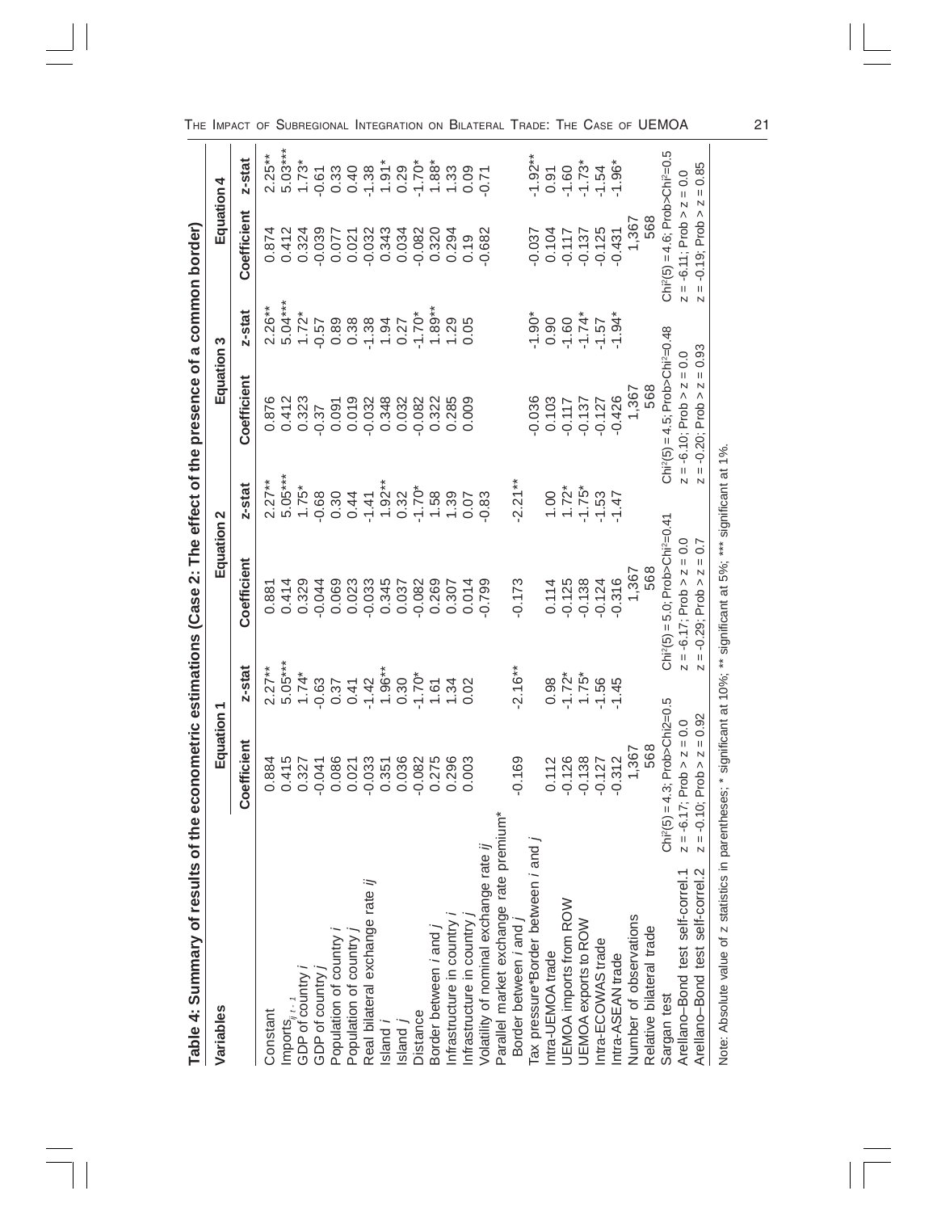**Table 4: Summary of results of the econometric estimations (Case 2: The effect of the presence of a common border)**

| Variables | Equation 1 | | Equation 2 | | Equation 3 | | Equation 4 | |
|---|---|---|---|---|---|---|---|---|
| | Coefficient | z-stat | Coefficient | z-stat | Coefficient | z-stat | Coefficient | z-stat |
| Constant | 0.884 | 2.27** | 0.881 | 2.27** | 0.876 | 2.26** | 0.874 | 2.25** |
| Imports$_{ij\,t-1}$ | 0.415 | 5.05*** | 0.414 | 5.05*** | 0.412 | 5.04*** | 0.412 | 5.03*** |
| GDP of country *i* | 0.327 | 1.74* | 0.329 | 1.75* | 0.323 | 1.72* | 0.324 | 1.73* |
| GDP of country *j* | -0.041 | -0.63 | -0.044 | -0.68 | -0.37 | -0.57 | -0.039 | -0.61 |
| Population of country *i* | 0.086 | 0.37 | 0.069 | 0.30 | 0.091 | 0.89 | 0.077 | 0.33 |
| Population of country *j* | 0.021 | 0.41 | 0.023 | 0.44 | 0.019 | 0.38 | 0.021 | 0.40 |
| Real bilateral exchange rate *ij* | -0.033 | -1.42 | -0.033 | -1.41 | -0.032 | -1.38 | -0.032 | -1.38 |
| Island *i* | 0.351 | 1.96** | 0.345 | 1.92** | 0.348 | 1.94 | 0.343 | 1.91* |
| Island *j* | 0.036 | 0.30 | 0.037 | 0.32 | 0.032 | 0.27 | 0.034 | 0.29 |
| Distance | -0.082 | -1.70* | -0.082 | -1.70* | -0.082 | -1.70* | -0.082 | -1.70* |
| Border between *i* and *j* | 0.275 | 1.61 | 0.269 | 1.58 | 0.322 | 1.89** | 0.320 | 1.88* |
| Infrastructure in country *i* | 0.296 | 1.34 | 0.307 | 1.39 | 0.285 | 1.29 | 0.294 | 1.33 |
| Infrastructure in country *j* | 0.003 | 0.02 | 0.014 | 0.07 | 0.009 | 0.05 | 0.19 | 0.09 |
| Volatility of nominal exchange rate *ij* | | | -0.799 | -0.83 | | | -0.682 | -0.71 |
| Parallel market exchange rate premium* Border between *i* and *j* | -0.169 | -2.16** | -0.173 | -2.21** | | | | |
| Tax pressure*Border between *i* and *j* | | | | | -0.036 | -1.90* | -0.037 | -1.92** |
| Intra-UEMOA trade | 0.112 | 0.98 | 0.114 | 1.00 | 0.103 | 0.90 | 0.104 | 0.91 |
| UEMOA imports from ROW | -0.126 | -1.72* | -0.125 | 1.72* | -0.117 | -1.60 | -0.117 | -1.60 |
| UEMOA exports to ROW | -0.138 | 1.75* | -0.138 | -1.75* | -0.137 | -1.74* | -0.137 | -1.73* |
| Intra-ECOWAS trade | -0.127 | -1.56 | -0.124 | -1.53 | -0.127 | -1.57 | -0.125 | -1.54 |
| Intra-ASEAN trade | -0.312 | -1.45 | -0.316 | -1.47 | -0.426 | -1.94* | -0.431 | -1.96* |
| Number of observations | 1,367 | | 1,367 | | 1,367 | | 1,367 | |
| Relative bilateral trade | 568 | | 568 | | 568 | | 568 | |
| Sargan test | Chi²(5) = 4.3; Prob>Chi2=0.5 | | Chi²(5) = 5.0; Prob>Chi²=0.41 | | Chi²(5) = 4.5; Prob>Chi²=0.48 | | Chi²(5) = 4.6; Prob>Chi²=0.5 | |
| Arellano–Bond test self-correl.1 | z = -6.17; Prob > z = 0.0 | | z = -6.17; Prob > z = 0.0 | | z = -6.10; Prob > z = 0.0 | | z = -6.11; Prob > z = 0.0 | |
| Arellano–Bond test self-correl.2 | z = -0.10; Prob > z = 0.92 | | z = -0.29; Prob > z = 0.7 | | z = -0.20; Prob > z = 0.93 | | z = -0.19; Prob > z = 0.85 | |

Note: Absolute value of z statistics in parentheses; * significant at 10%; ** significant at 5%; *** significant at 1%.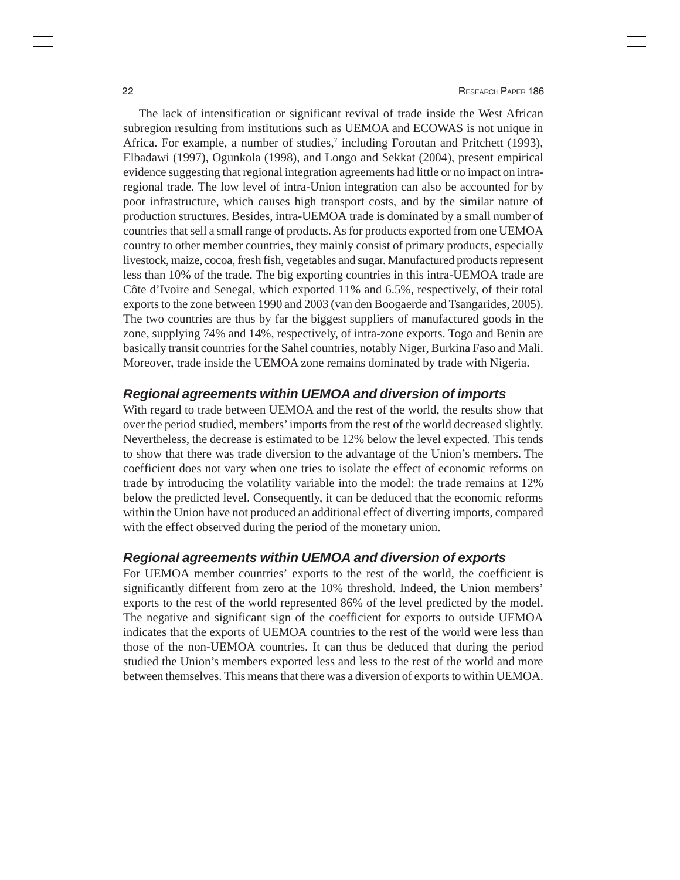The lack of intensification or significant revival of trade inside the West African subregion resulting from institutions such as UEMOA and ECOWAS is not unique in Africa. For example, a number of studies,[7] including Foroutan and Pritchett (1993), Elbadawi (1997), Ogunkola (1998), and Longo and Sekkat (2004), present empirical evidence suggesting that regional integration agreements had little or no impact on intra-regional trade. The low level of intra-Union integration can also be accounted for by poor infrastructure, which causes high transport costs, and by the similar nature of production structures. Besides, intra-UEMOA trade is dominated by a small number of countries that sell a small range of products. As for products exported from one UEMOA country to other member countries, they mainly consist of primary products, especially livestock, maize, cocoa, fresh fish, vegetables and sugar. Manufactured products represent less than 10% of the trade. The big exporting countries in this intra-UEMOA trade are Côte d'Ivoire and Senegal, which exported 11% and 6.5%, respectively, of their total exports to the zone between 1990 and 2003 (van den Boogaerde and Tsangarides, 2005). The two countries are thus by far the biggest suppliers of manufactured goods in the zone, supplying 74% and 14%, respectively, of intra-zone exports. Togo and Benin are basically transit countries for the Sahel countries, notably Niger, Burkina Faso and Mali. Moreover, trade inside the UEMOA zone remains dominated by trade with Nigeria.

### *Regional agreements within UEMOA and diversion of imports*

With regard to trade between UEMOA and the rest of the world, the results show that over the period studied, members' imports from the rest of the world decreased slightly. Nevertheless, the decrease is estimated to be 12% below the level expected. This tends to show that there was trade diversion to the advantage of the Union's members. The coefficient does not vary when one tries to isolate the effect of economic reforms on trade by introducing the volatility variable into the model: the trade remains at 12% below the predicted level. Consequently, it can be deduced that the economic reforms within the Union have not produced an additional effect of diverting imports, compared with the effect observed during the period of the monetary union.

### *Regional agreements within UEMOA and diversion of exports*

For UEMOA member countries' exports to the rest of the world, the coefficient is significantly different from zero at the 10% threshold. Indeed, the Union members' exports to the rest of the world represented 86% of the level predicted by the model. The negative and significant sign of the coefficient for exports to outside UEMOA indicates that the exports of UEMOA countries to the rest of the world were less than those of the non-UEMOA countries. It can thus be deduced that during the period studied the Union's members exported less and less to the rest of the world and more between themselves. This means that there was a diversion of exports to within UEMOA.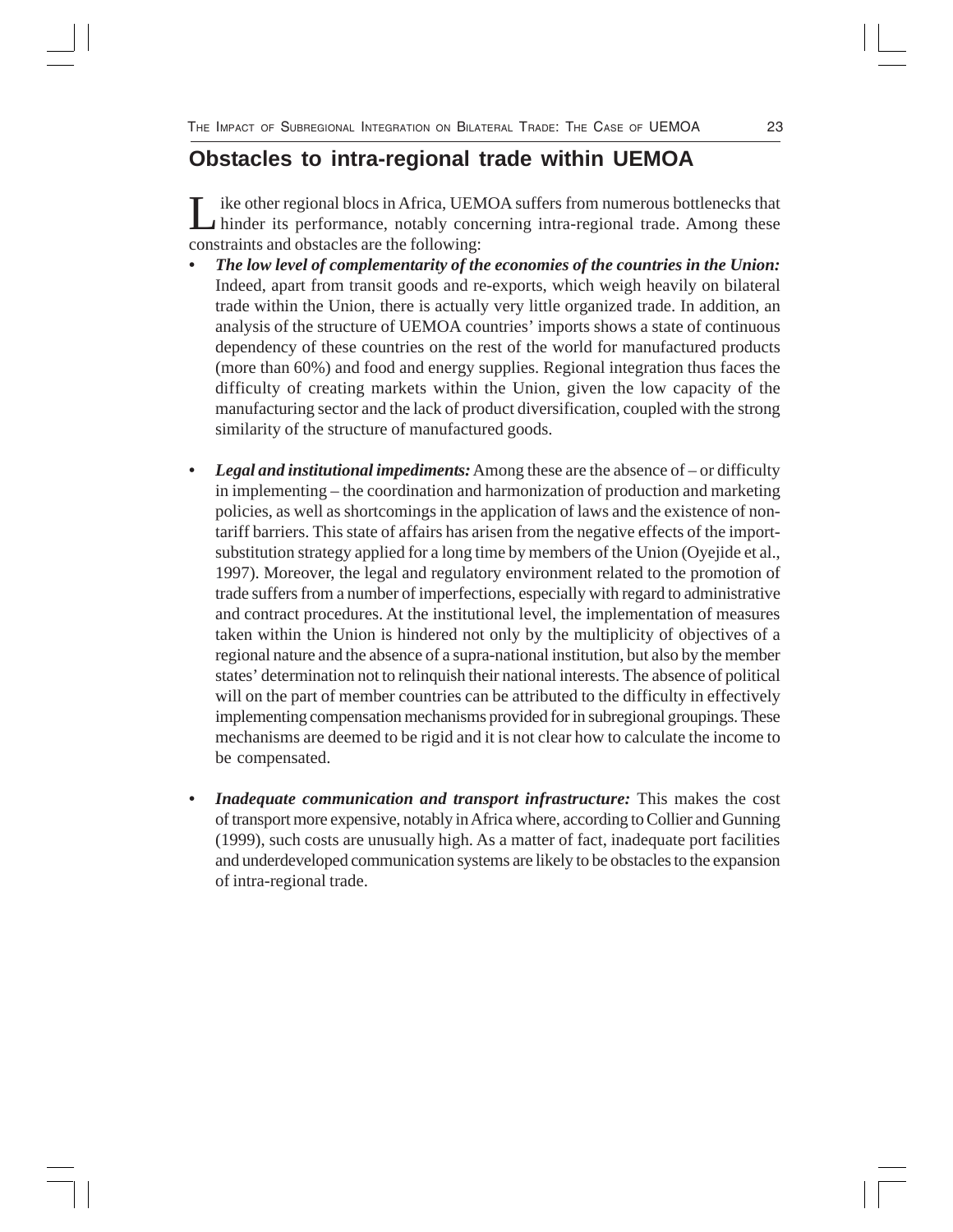## Obstacles to intra-regional trade within UEMOA

Like other regional blocs in Africa, UEMOA suffers from numerous bottlenecks that hinder its performance, notably concerning intra-regional trade. Among these constraints and obstacles are the following:

- ***The low level of complementarity of the economies of the countries in the Union:*** Indeed, apart from transit goods and re-exports, which weigh heavily on bilateral trade within the Union, there is actually very little organized trade. In addition, an analysis of the structure of UEMOA countries' imports shows a state of continuous dependency of these countries on the rest of the world for manufactured products (more than 60%) and food and energy supplies. Regional integration thus faces the difficulty of creating markets within the Union, given the low capacity of the manufacturing sector and the lack of product diversification, coupled with the strong similarity of the structure of manufactured goods.

- ***Legal and institutional impediments:*** Among these are the absence of – or difficulty in implementing – the coordination and harmonization of production and marketing policies, as well as shortcomings in the application of laws and the existence of non-tariff barriers. This state of affairs has arisen from the negative effects of the import-substitution strategy applied for a long time by members of the Union (Oyejide et al., 1997). Moreover, the legal and regulatory environment related to the promotion of trade suffers from a number of imperfections, especially with regard to administrative and contract procedures. At the institutional level, the implementation of measures taken within the Union is hindered not only by the multiplicity of objectives of a regional nature and the absence of a supra-national institution, but also by the member states' determination not to relinquish their national interests. The absence of political will on the part of member countries can be attributed to the difficulty in effectively implementing compensation mechanisms provided for in subregional groupings. These mechanisms are deemed to be rigid and it is not clear how to calculate the income to be compensated.

- ***Inadequate communication and transport infrastructure:*** This makes the cost of transport more expensive, notably in Africa where, according to Collier and Gunning (1999), such costs are unusually high. As a matter of fact, inadequate port facilities and underdeveloped communication systems are likely to be obstacles to the expansion of intra-regional trade.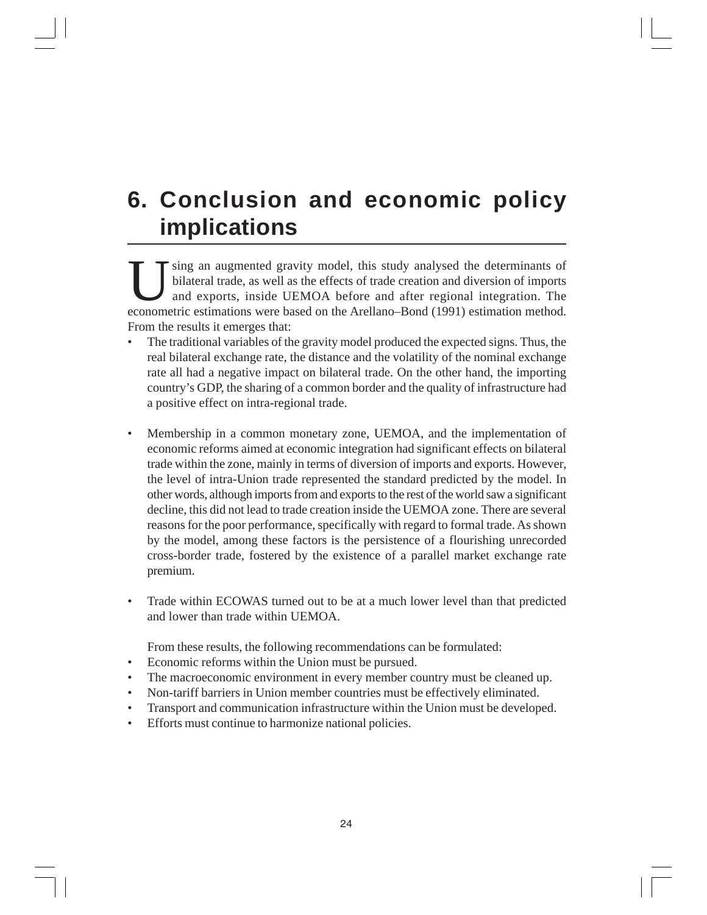# 6. Conclusion and economic policy implications

Using an augmented gravity model, this study analysed the determinants of bilateral trade, as well as the effects of trade creation and diversion of imports and exports, inside UEMOA before and after regional integration. The econometric estimations were based on the Arellano–Bond (1991) estimation method. From the results it emerges that:

- The traditional variables of the gravity model produced the expected signs. Thus, the real bilateral exchange rate, the distance and the volatility of the nominal exchange rate all had a negative impact on bilateral trade. On the other hand, the importing country's GDP, the sharing of a common border and the quality of infrastructure had a positive effect on intra-regional trade.

- Membership in a common monetary zone, UEMOA, and the implementation of economic reforms aimed at economic integration had significant effects on bilateral trade within the zone, mainly in terms of diversion of imports and exports. However, the level of intra-Union trade represented the standard predicted by the model. In other words, although imports from and exports to the rest of the world saw a significant decline, this did not lead to trade creation inside the UEMOA zone. There are several reasons for the poor performance, specifically with regard to formal trade. As shown by the model, among these factors is the persistence of a flourishing unrecorded cross-border trade, fostered by the existence of a parallel market exchange rate premium.

- Trade within ECOWAS turned out to be at a much lower level than that predicted and lower than trade within UEMOA.

From these results, the following recommendations can be formulated:

- Economic reforms within the Union must be pursued.
- The macroeconomic environment in every member country must be cleaned up.
- Non-tariff barriers in Union member countries must be effectively eliminated.
- Transport and communication infrastructure within the Union must be developed.
- Efforts must continue to harmonize national policies.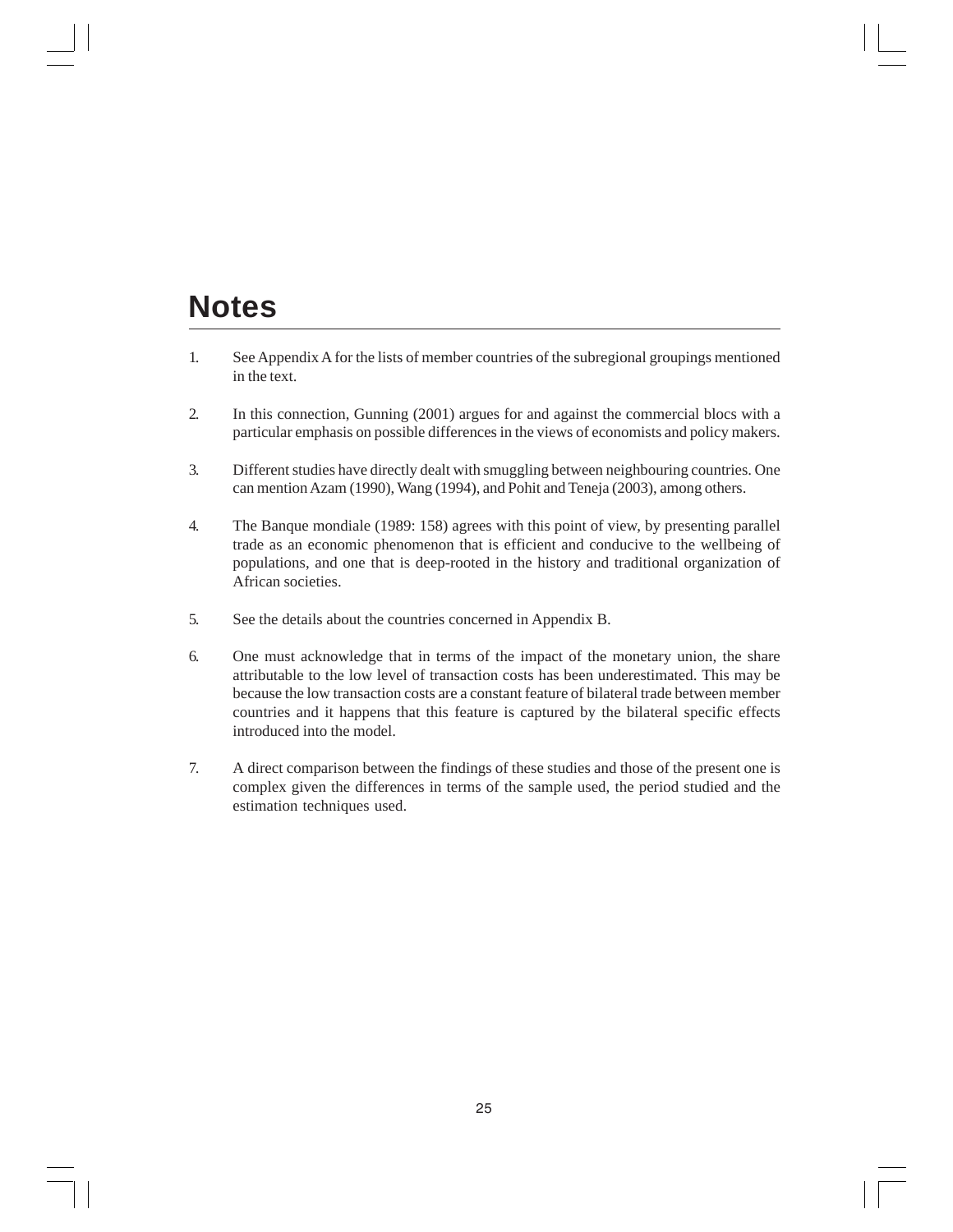# Notes

1. See Appendix A for the lists of member countries of the subregional groupings mentioned in the text.

2. In this connection, Gunning (2001) argues for and against the commercial blocs with a particular emphasis on possible differences in the views of economists and policy makers.

3. Different studies have directly dealt with smuggling between neighbouring countries. One can mention Azam (1990), Wang (1994), and Pohit and Teneja (2003), among others.

4. The Banque mondiale (1989: 158) agrees with this point of view, by presenting parallel trade as an economic phenomenon that is efficient and conducive to the wellbeing of populations, and one that is deep-rooted in the history and traditional organization of African societies.

5. See the details about the countries concerned in Appendix B.

6. One must acknowledge that in terms of the impact of the monetary union, the share attributable to the low level of transaction costs has been underestimated. This may be because the low transaction costs are a constant feature of bilateral trade between member countries and it happens that this feature is captured by the bilateral specific effects introduced into the model.

7. A direct comparison between the findings of these studies and those of the present one is complex given the differences in terms of the sample used, the period studied and the estimation techniques used.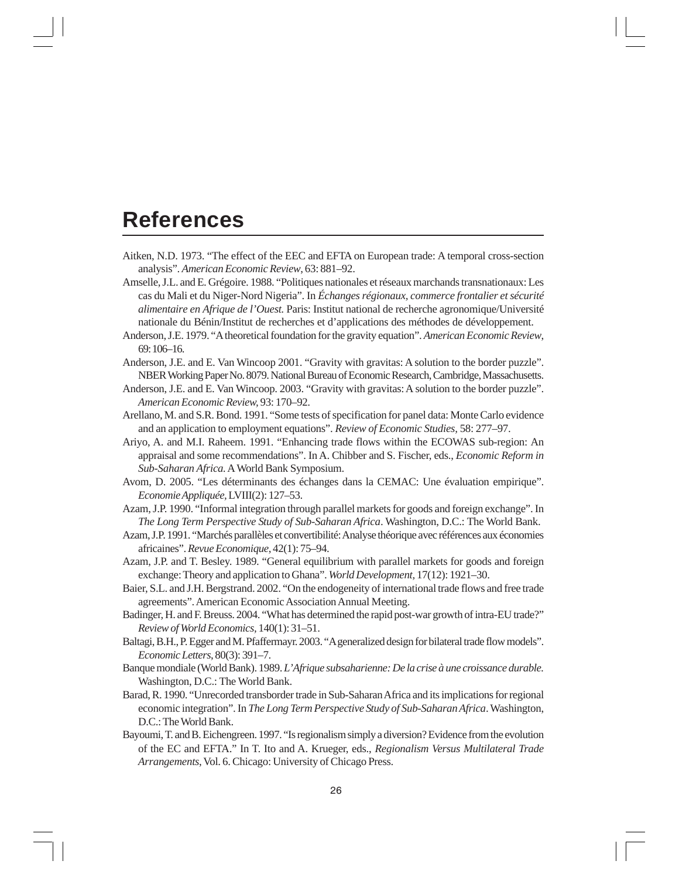# References

Aitken, N.D. 1973. "The effect of the EEC and EFTA on European trade: A temporal cross-section analysis". *American Economic Review*, 63: 881–92.

Amselle, J.L. and E. Grégoire. 1988. "Politiques nationales et réseaux marchands transnationaux: Les cas du Mali et du Niger-Nord Nigeria". In *Échanges régionaux, commerce frontalier et sécurité alimentaire en Afrique de l'Ouest.* Paris: Institut national de recherche agronomique/Université nationale du Bénin/Institut de recherches et d'applications des méthodes de développement.

Anderson, J.E. 1979. "A theoretical foundation for the gravity equation". *American Economic Review*, 69: 106–16.

Anderson, J.E. and E. Van Wincoop 2001. "Gravity with gravitas: A solution to the border puzzle". NBER Working Paper No. 8079. National Bureau of Economic Research, Cambridge, Massachusetts.

Anderson, J.E. and E. Van Wincoop. 2003. "Gravity with gravitas: A solution to the border puzzle". *American Economic Review,* 93: 170–92.

Arellano, M. and S.R. Bond. 1991. "Some tests of specification for panel data: Monte Carlo evidence and an application to employment equations". *Review of Economic Studies,* 58: 277–97.

Ariyo, A. and M.I. Raheem. 1991. "Enhancing trade flows within the ECOWAS sub-region: An appraisal and some recommendations". In A. Chibber and S. Fischer, eds., *Economic Reform in Sub-Saharan Africa.* A World Bank Symposium.

Avom, D. 2005. "Les déterminants des échanges dans la CEMAC: Une évaluation empirique". *Economie Appliquée*, LVIII(2): 127–53.

Azam, J.P. 1990. "Informal integration through parallel markets for goods and foreign exchange". In *The Long Term Perspective Study of Sub-Saharan Africa*. Washington, D.C.: The World Bank.

Azam, J.P. 1991. "Marchés parallèles et convertibilité: Analyse théorique avec références aux économies africaines". *Revue Economique*, 42(1): 75–94.

Azam, J.P. and T. Besley. 1989. "General equilibrium with parallel markets for goods and foreign exchange: Theory and application to Ghana". *World Development,* 17(12): 1921–30.

Baier, S.L. and J.H. Bergstrand. 2002. "On the endogeneity of international trade flows and free trade agreements". American Economic Association Annual Meeting.

Badinger, H. and F. Breuss. 2004. "What has determined the rapid post-war growth of intra-EU trade?" *Review of World Economics*, 140(1): 31–51.

Baltagi, B.H., P. Egger and M. Pfaffermayr. 2003. "A generalized design for bilateral trade flow models". *Economic Letters*, 80(3): 391–7.

Banque mondiale (World Bank). 1989. *L'Afrique subsaharienne: De la crise à une croissance durable.* Washington, D.C.: The World Bank.

Barad, R. 1990. "Unrecorded transborder trade in Sub-Saharan Africa and its implications for regional economic integration". In *The Long Term Perspective Study of Sub-Saharan Africa*. Washington, D.C.: The World Bank.

Bayoumi, T. and B. Eichengreen. 1997. "Is regionalism simply a diversion? Evidence from the evolution of the EC and EFTA." In T. Ito and A. Krueger, eds., *Regionalism Versus Multilateral Trade Arrangements*, Vol. 6. Chicago: University of Chicago Press.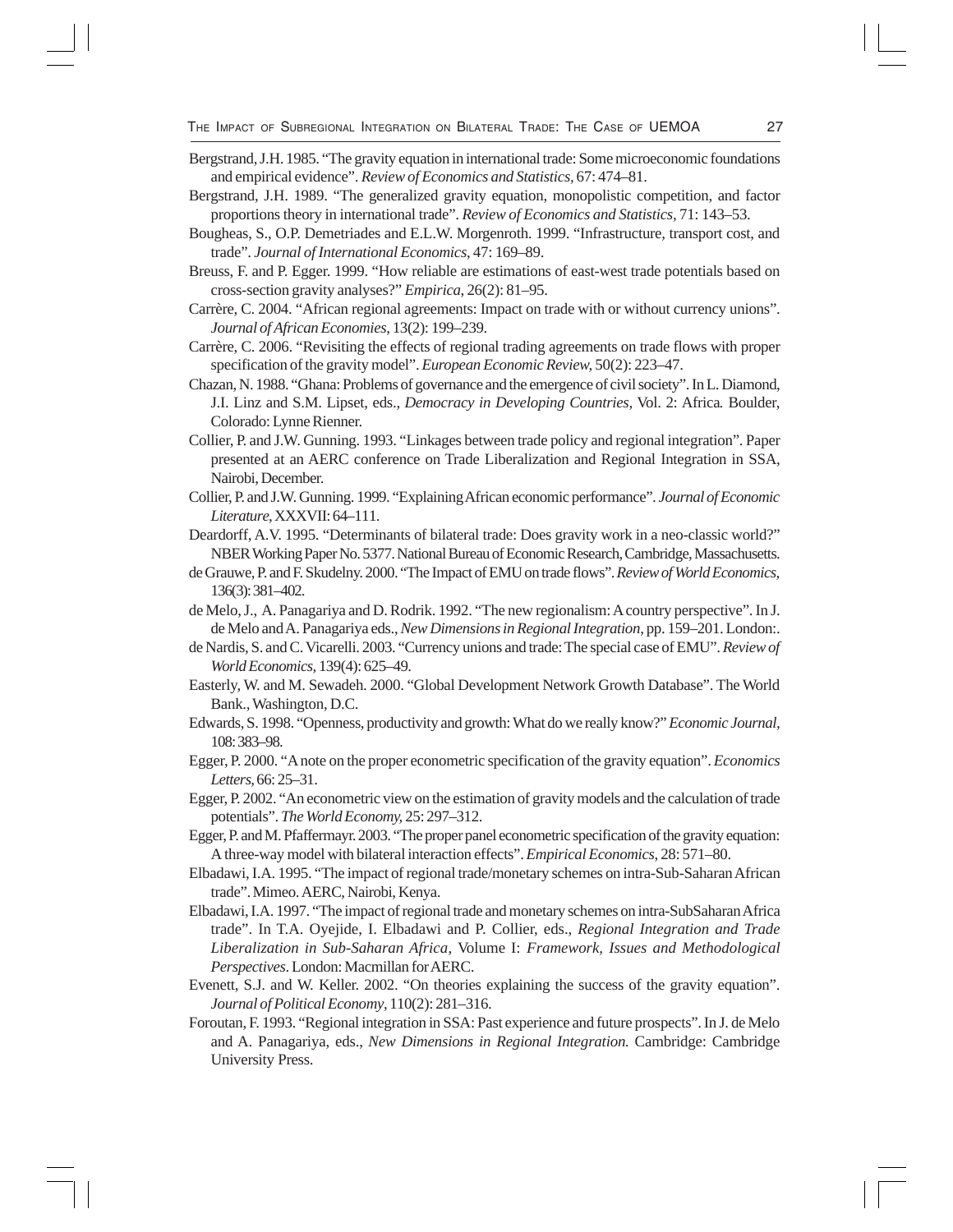Bergstrand, J.H. 1985. "The gravity equation in international trade: Some microeconomic foundations and empirical evidence". *Review of Economics and Statistics,* 67: 474–81.

Bergstrand, J.H. 1989. "The generalized gravity equation, monopolistic competition, and factor proportions theory in international trade". *Review of Economics and Statistics,* 71: 143–53.

Bougheas, S., O.P. Demetriades and E.L.W. Morgenroth. 1999. "Infrastructure, transport cost, and trade". *Journal of International Economics*, 47: 169–89.

Breuss, F. and P. Egger. 1999. "How reliable are estimations of east-west trade potentials based on cross-section gravity analyses?" *Empirica*, 26(2): 81–95.

Carrère, C. 2004. "African regional agreements: Impact on trade with or without currency unions". *Journal of African Economies*, 13(2): 199–239.

Carrère, C. 2006. "Revisiting the effects of regional trading agreements on trade flows with proper specification of the gravity model". *European Economic Review,* 50(2): 223–47.

Chazan, N. 1988. "Ghana: Problems of governance and the emergence of civil society". In L. Diamond, J.I. Linz and S.M. Lipset, eds., *Democracy in Developing Countries,* Vol. 2: Africa*.* Boulder, Colorado: Lynne Rienner.

Collier, P. and J.W. Gunning. 1993. "Linkages between trade policy and regional integration". Paper presented at an AERC conference on Trade Liberalization and Regional Integration in SSA, Nairobi, December.

Collier, P. and J.W. Gunning. 1999. "Explaining African economic performance". *Journal of Economic Literature*, XXXVII: 64–111.

Deardorff, A.V. 1995. "Determinants of bilateral trade: Does gravity work in a neo-classic world?" NBER Working Paper No. 5377. National Bureau of Economic Research, Cambridge, Massachusetts.

de Grauwe, P. and F. Skudelny. 2000. "The Impact of EMU on trade flows". *Review of World Economics,* 136(3): 381–402.

de Melo, J., A. Panagariya and D. Rodrik. 1992. "The new regionalism: A country perspective". In J. de Melo and A. Panagariya eds., *New Dimensions in Regional Integration*, pp. 159–201. London:.

de Nardis, S. and C. Vicarelli. 2003. "Currency unions and trade: The special case of EMU". *Review of World Economics,* 139(4): 625–49.

Easterly, W. and M. Sewadeh. 2000. "Global Development Network Growth Database". The World Bank., Washington, D.C.

Edwards, S. 1998. "Openness, productivity and growth: What do we really know?" *Economic Journal,* 108: 383–98.

Egger, P. 2000. "A note on the proper econometric specification of the gravity equation". *Economics Letters*, 66: 25–31.

Egger, P. 2002. "An econometric view on the estimation of gravity models and the calculation of trade potentials". *The World Economy,* 25: 297–312.

Egger, P. and M. Pfaffermayr. 2003. "The proper panel econometric specification of the gravity equation: A three-way model with bilateral interaction effects". *Empirical Economics,* 28: 571–80.

Elbadawi, I.A. 1995. "The impact of regional trade/monetary schemes on intra-Sub-Saharan African trade". Mimeo. AERC, Nairobi, Kenya.

Elbadawi, I.A. 1997. "The impact of regional trade and monetary schemes on intra-SubSaharan Africa trade". In T.A. Oyejide, I. Elbadawi and P. Collier, eds., *Regional Integration and Trade Liberalization in Sub-Saharan Africa*, Volume I: *Framework, Issues and Methodological Perspectives*. London: Macmillan for AERC.

Evenett, S.J. and W. Keller. 2002. "On theories explaining the success of the gravity equation". *Journal of Political Economy*, 110(2): 281–316.

Foroutan, F. 1993. "Regional integration in SSA: Past experience and future prospects". In J. de Melo and A. Panagariya, eds., *New Dimensions in Regional Integration.* Cambridge: Cambridge University Press.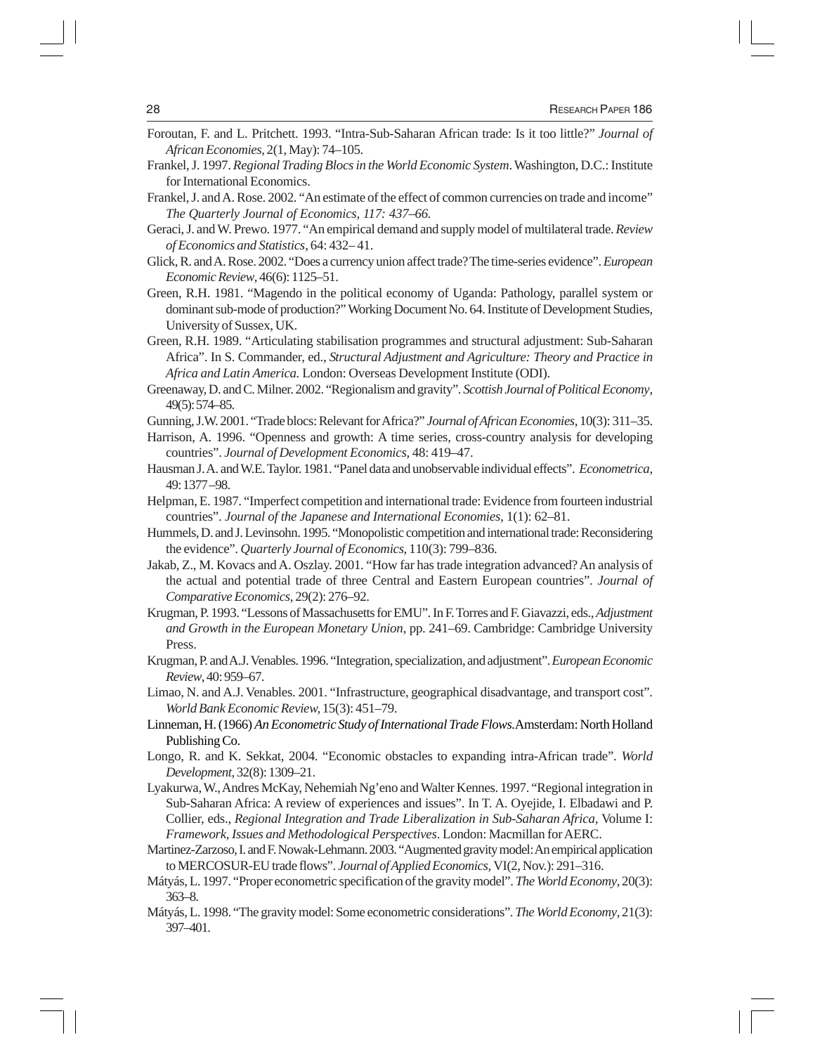Foroutan, F. and L. Pritchett. 1993. "Intra-Sub-Saharan African trade: Is it too little?" *Journal of African Economies*, 2(1, May): 74–105.

Frankel, J. 1997. *Regional Trading Blocs in the World Economic System*. Washington, D.C.: Institute for International Economics.

Frankel, J. and A. Rose. 2002. "An estimate of the effect of common currencies on trade and income" *The Quarterly Journal of Economics, 117: 437–66.*

Geraci, J. and W. Prewo. 1977. "An empirical demand and supply model of multilateral trade. *Review of Economics and Statistics*, 64: 432– 41.

Glick, R. and A. Rose. 2002. "Does a currency union affect trade? The time-series evidence". *European Economic Review*, 46(6): 1125–51.

Green, R.H. 1981. "Magendo in the political economy of Uganda: Pathology, parallel system or dominant sub-mode of production?" Working Document No. 64. Institute of Development Studies, University of Sussex, UK.

Green, R.H. 1989. "Articulating stabilisation programmes and structural adjustment: Sub-Saharan Africa". In S. Commander, ed., *Structural Adjustment and Agriculture: Theory and Practice in Africa and Latin America.* London: Overseas Development Institute (ODI).

Greenaway, D. and C. Milner. 2002. "Regionalism and gravity". *Scottish Journal of Political Economy*, 49(5): 574–85.

Gunning, J.W. 2001. "Trade blocs: Relevant for Africa?" *Journal of African Economies*, 10(3): 311–35.

Harrison, A. 1996. "Openness and growth: A time series, cross-country analysis for developing countries". *Journal of Development Economics*, 48: 419–47.

Hausman J. A. and W.E. Taylor. 1981. "Panel data and unobservable individual effects". *Econometrica*, 49: 1377 –98.

Helpman, E. 1987. "Imperfect competition and international trade: Evidence from fourteen industrial countries". *Journal of the Japanese and International Economies*, 1(1): 62–81.

Hummels, D. and J. Levinsohn. 1995. "Monopolistic competition and international trade: Reconsidering the evidence". *Quarterly Journal of Economics*, 110(3): 799–836.

Jakab, Z., M. Kovacs and A. Oszlay. 2001. "How far has trade integration advanced? An analysis of the actual and potential trade of three Central and Eastern European countries". *Journal of Comparative Economics*, 29(2): 276–92.

Krugman, P. 1993. "Lessons of Massachusetts for EMU". In F. Torres and F. Giavazzi, eds., *Adjustment and Growth in the European Monetary Union*, pp. 241–69. Cambridge: Cambridge University Press.

Krugman, P. and A.J. Venables. 1996. "Integration, specialization, and adjustment". *European Economic Review*, 40: 959–67.

Limao, N. and A.J. Venables. 2001. "Infrastructure, geographical disadvantage, and transport cost". *World Bank Economic Review*, 15(3): 451–79.

Linneman, H. (1966) *An Econometric Study of International Trade Flows.* Amsterdam: North Holland Publishing Co.

Longo, R. and K. Sekkat, 2004. "Economic obstacles to expanding intra-African trade". *World Development*, 32(8): 1309–21.

Lyakurwa, W., Andres McKay, Nehemiah Ng'eno and Walter Kennes. 1997. "Regional integration in Sub-Saharan Africa: A review of experiences and issues". In T. A. Oyejide, I. Elbadawi and P. Collier, eds., *Regional Integration and Trade Liberalization in Sub-Saharan Africa*, Volume I: *Framework, Issues and Methodological Perspectives*. London: Macmillan for AERC.

Martinez-Zarzoso, I. and F. Nowak-Lehmann. 2003. "Augmented gravity model: An empirical application to MERCOSUR-EU trade flows". *Journal of Applied Economics*, VI(2, Nov.): 291–316.

Mátyás, L. 1997. "Proper econometric specification of the gravity model". *The World Economy*, 20(3): 363–8.

Mátyás, L. 1998. "The gravity model: Some econometric considerations". *The World Economy*, 21(3): 397–401.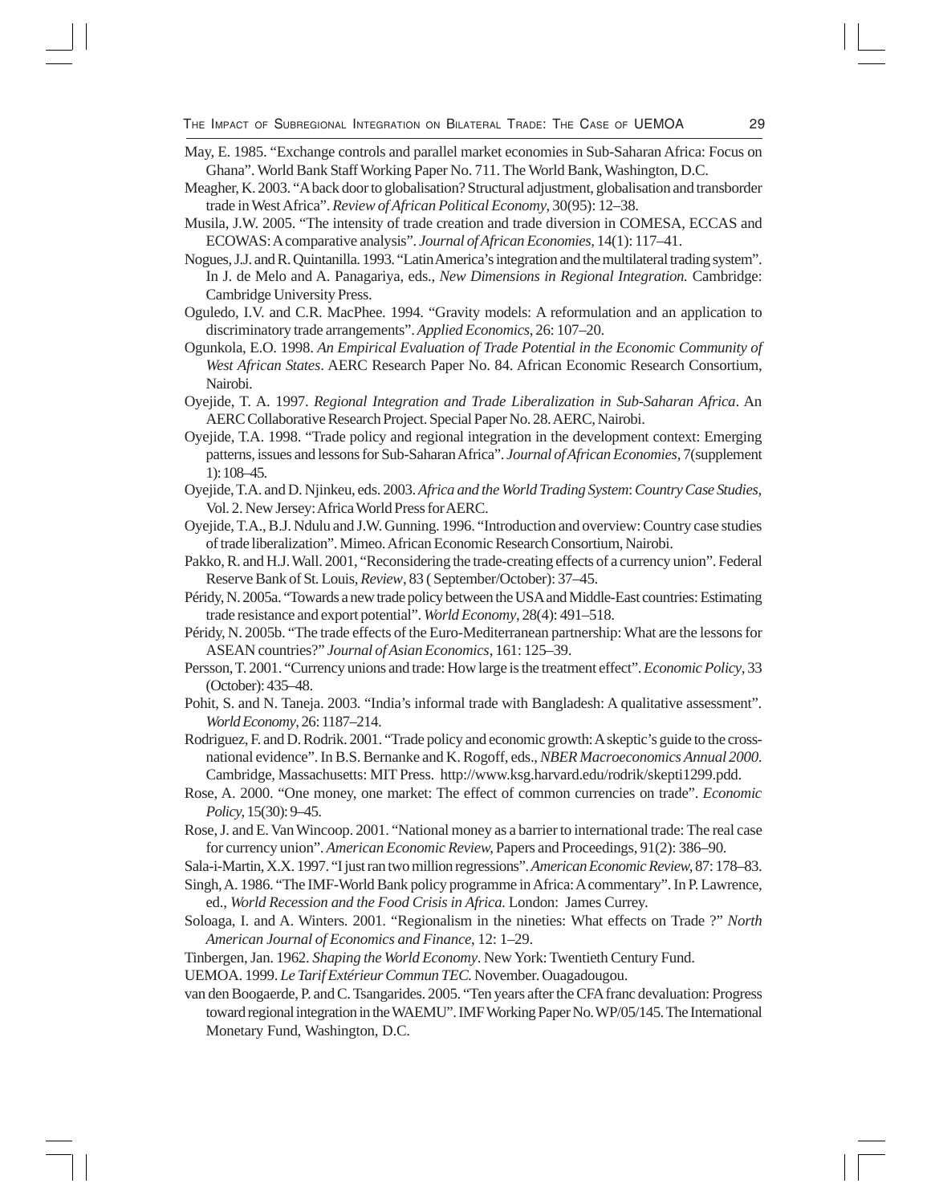May, E. 1985. "Exchange controls and parallel market economies in Sub-Saharan Africa: Focus on Ghana". World Bank Staff Working Paper No. 711. The World Bank, Washington, D.C.

Meagher, K. 2003. "A back door to globalisation? Structural adjustment, globalisation and transborder trade in West Africa". *Review of African Political Economy*, 30(95): 12–38.

Musila, J.W. 2005. "The intensity of trade creation and trade diversion in COMESA, ECCAS and ECOWAS: A comparative analysis". *Journal of African Economies*, 14(1): 117–41.

Nogues, J.J. and R. Quintanilla. 1993. "Latin America's integration and the multilateral trading system". In J. de Melo and A. Panagariya, eds., *New Dimensions in Regional Integration.* Cambridge: Cambridge University Press.

Oguledo, I.V. and C.R. MacPhee. 1994. "Gravity models: A reformulation and an application to discriminatory trade arrangements". *Applied Economics*, 26: 107–20.

Ogunkola, E.O. 1998. *An Empirical Evaluation of Trade Potential in the Economic Community of West African States*. AERC Research Paper No. 84. African Economic Research Consortium, Nairobi.

Oyejide, T. A. 1997. *Regional Integration and Trade Liberalization in Sub-Saharan Africa*. An AERC Collaborative Research Project. Special Paper No. 28. AERC, Nairobi.

Oyejide, T.A. 1998. "Trade policy and regional integration in the development context: Emerging patterns, issues and lessons for Sub-Saharan Africa". *Journal of African Economies*, 7(supplement 1): 108–45.

Oyejide, T.A. and D. Njinkeu, eds. 2003. *Africa and the World Trading System*: *Country Case Studies*, Vol. 2. New Jersey: Africa World Press for AERC.

Oyejide, T.A., B.J. Ndulu and J.W. Gunning. 1996. "Introduction and overview: Country case studies of trade liberalization". Mimeo. African Economic Research Consortium, Nairobi.

Pakko, R. and H.J. Wall. 2001, "Reconsidering the trade-creating effects of a currency union". Federal Reserve Bank of St. Louis, *Review*, 83 ( September/October): 37–45.

Péridy, N. 2005a. "Towards a new trade policy between the USA and Middle-East countries: Estimating trade resistance and export potential". *World Economy*, 28(4): 491–518.

Péridy, N. 2005b. "The trade effects of the Euro-Mediterranean partnership: What are the lessons for ASEAN countries?" *Journal of Asian Economics*, 161: 125–39.

Persson, T. 2001. "Currency unions and trade: How large is the treatment effect". *Economic Policy*, 33 (October): 435–48.

Pohit, S. and N. Taneja. 2003. "India's informal trade with Bangladesh: A qualitative assessment". *World Economy*, 26: 1187–214.

Rodriguez, F. and D. Rodrik. 2001. "Trade policy and economic growth: A skeptic's guide to the cross-national evidence". In B.S. Bernanke and K. Rogoff, eds., *NBER Macroeconomics Annual 2000*. Cambridge, Massachusetts: MIT Press. http://www.ksg.harvard.edu/rodrik/skepti1299.pdd.

Rose, A. 2000. "One money, one market: The effect of common currencies on trade". *Economic Policy*, 15(30): 9–45.

Rose, J. and E. Van Wincoop. 2001. "National money as a barrier to international trade: The real case for currency union". *American Economic Review*, Papers and Proceedings, 91(2): 386–90.

Sala-i-Martin, X.X. 1997. "I just ran two million regressions". *American Economic Review*, 87: 178–83.

Singh, A. 1986. "The IMF-World Bank policy programme in Africa: A commentary". In P. Lawrence, ed., *World Recession and the Food Crisis in Africa.* London: James Currey.

Soloaga, I. and A. Winters. 2001. "Regionalism in the nineties: What effects on Trade ?" *North American Journal of Economics and Finance*, 12: 1–29.

Tinbergen, Jan. 1962. *Shaping the World Economy*. New York: Twentieth Century Fund.

UEMOA. 1999. *Le Tarif Extérieur Commun TEC.* November. Ouagadougou.

van den Boogaerde, P. and C. Tsangarides. 2005. "Ten years after the CFA franc devaluation: Progress toward regional integration in the WAEMU". IMF Working Paper No. WP/05/145. The International Monetary Fund, Washington, D.C.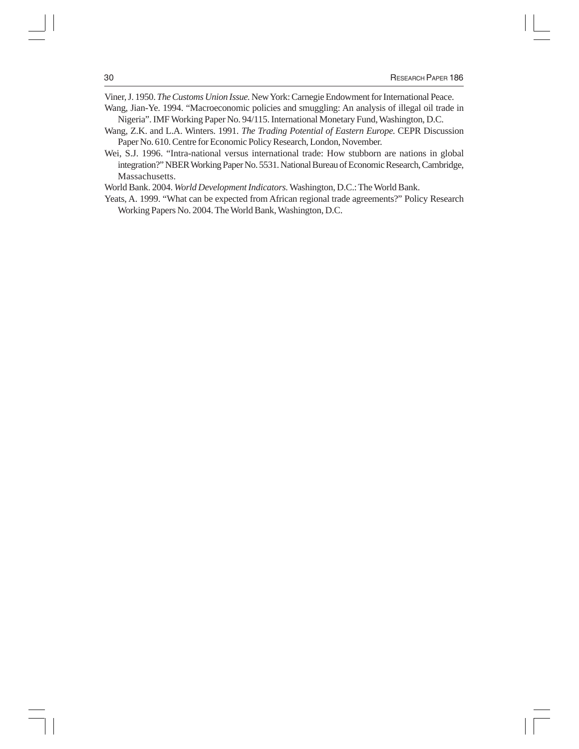Viner, J. 1950. *The Customs Union Issue.* New York: Carnegie Endowment for International Peace.

Wang, Jian-Ye. 1994. "Macroeconomic policies and smuggling: An analysis of illegal oil trade in Nigeria". IMF Working Paper No. 94/115. International Monetary Fund, Washington, D.C.

Wang, Z.K. and L.A. Winters. 1991. *The Trading Potential of Eastern Europe.* CEPR Discussion Paper No. 610. Centre for Economic Policy Research, London, November.

Wei, S.J. 1996. "Intra-national versus international trade: How stubborn are nations in global integration?" NBER Working Paper No. 5531. National Bureau of Economic Research, Cambridge, Massachusetts.

World Bank. 2004. *World Development Indicators.* Washington, D.C.: The World Bank.

Yeats, A. 1999. "What can be expected from African regional trade agreements?" Policy Research Working Papers No. 2004. The World Bank, Washington, D.C.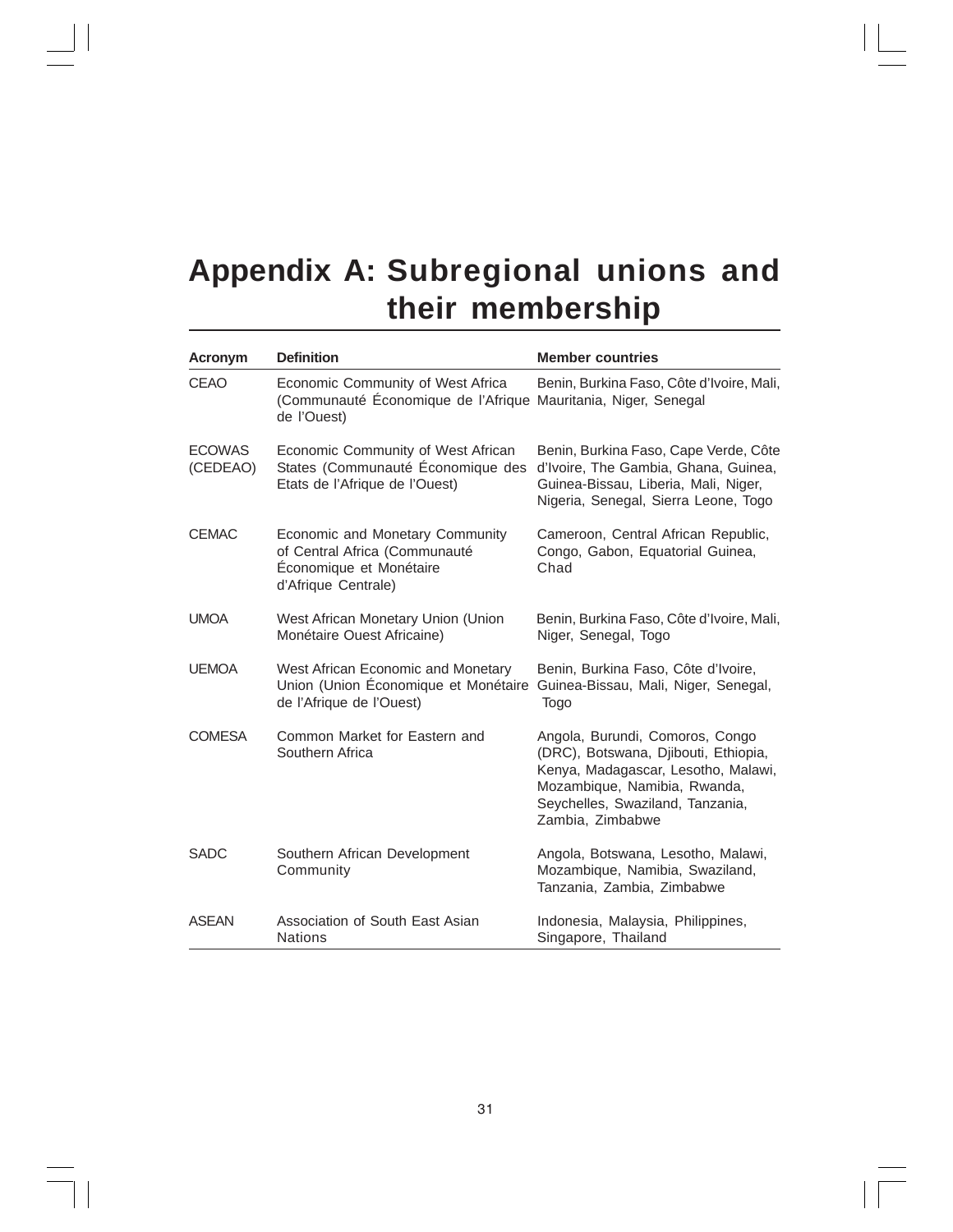# Appendix A: Subregional unions and their membership

| Acronym | Definition | Member countries |
|---|---|---|
| CEAO | Economic Community of West Africa (Communauté Économique de l'Afrique de l'Ouest) | Benin, Burkina Faso, Côte d'Ivoire, Mali, Mauritania, Niger, Senegal |
| ECOWAS (CEDEAO) | Economic Community of West African States (Communauté Économique des Etats de l'Afrique de l'Ouest) | Benin, Burkina Faso, Cape Verde, Côte d'Ivoire, The Gambia, Ghana, Guinea, Guinea-Bissau, Liberia, Mali, Niger, Nigeria, Senegal, Sierra Leone, Togo |
| CEMAC | Economic and Monetary Community of Central Africa (Communauté Économique et Monétaire d'Afrique Centrale) | Cameroon, Central African Republic, Congo, Gabon, Equatorial Guinea, Chad |
| UMOA | West African Monetary Union (Union Monétaire Ouest Africaine) | Benin, Burkina Faso, Côte d'Ivoire, Mali, Niger, Senegal, Togo |
| UEMOA | West African Economic and Monetary Union (Union Économique et Monétaire de l'Afrique de l'Ouest) | Benin, Burkina Faso, Côte d'Ivoire, Guinea-Bissau, Mali, Niger, Senegal, Togo |
| COMESA | Common Market for Eastern and Southern Africa | Angola, Burundi, Comoros, Congo (DRC), Botswana, Djibouti, Ethiopia, Kenya, Madagascar, Lesotho, Malawi, Mozambique, Namibia, Rwanda, Seychelles, Swaziland, Tanzania, Zambia, Zimbabwe |
| SADC | Southern African Development Community | Angola, Botswana, Lesotho, Malawi, Mozambique, Namibia, Swaziland, Tanzania, Zambia, Zimbabwe |
| ASEAN | Association of South East Asian Nations | Indonesia, Malaysia, Philippines, Singapore, Thailand |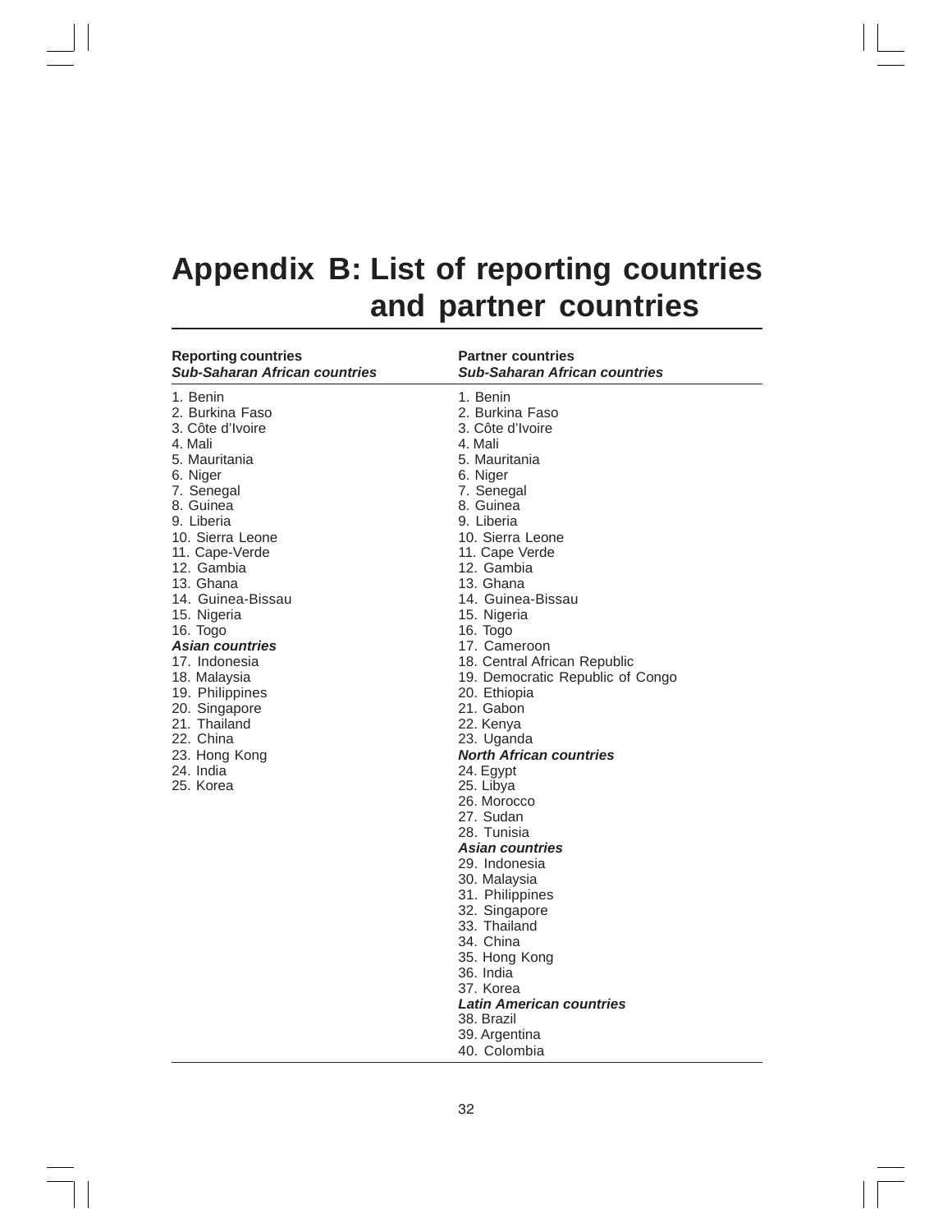# Appendix B: List of reporting countries and partner countries

| Reporting countries | Partner countries |
|---|---|
| ***Sub-Saharan African countries*** | ***Sub-Saharan African countries*** |
| 1. Benin | 1. Benin |
| 2. Burkina Faso | 2. Burkina Faso |
| 3. Côte d'Ivoire | 3. Côte d'Ivoire |
| 4. Mali | 4. Mali |
| 5. Mauritania | 5. Mauritania |
| 6. Niger | 6. Niger |
| 7. Senegal | 7. Senegal |
| 8. Guinea | 8. Guinea |
| 9. Liberia | 9. Liberia |
| 10. Sierra Leone | 10. Sierra Leone |
| 11. Cape-Verde | 11. Cape Verde |
| 12. Gambia | 12. Gambia |
| 13. Ghana | 13. Ghana |
| 14. Guinea-Bissau | 14. Guinea-Bissau |
| 15. Nigeria | 15. Nigeria |
| 16. Togo | 16. Togo |
| ***Asian countries*** | 17. Cameroon |
| 17. Indonesia | 18. Central African Republic |
| 18. Malaysia | 19. Democratic Republic of Congo |
| 19. Philippines | 20. Ethiopia |
| 20. Singapore | 21. Gabon |
| 21. Thailand | 22. Kenya |
| 22. China | 23. Uganda |
| 23. Hong Kong | ***North African countries*** |
| 24. India | 24. Egypt |
| 25. Korea | 25. Libya |
| | 26. Morocco |
| | 27. Sudan |
| | 28. Tunisia |
| | ***Asian countries*** |
| | 29. Indonesia |
| | 30. Malaysia |
| | 31. Philippines |
| | 32. Singapore |
| | 33. Thailand |
| | 34. China |
| | 35. Hong Kong |
| | 36. India |
| | 37. Korea |
| | ***Latin American countries*** |
| | 38. Brazil |
| | 39. Argentina |
| | 40. Colombia |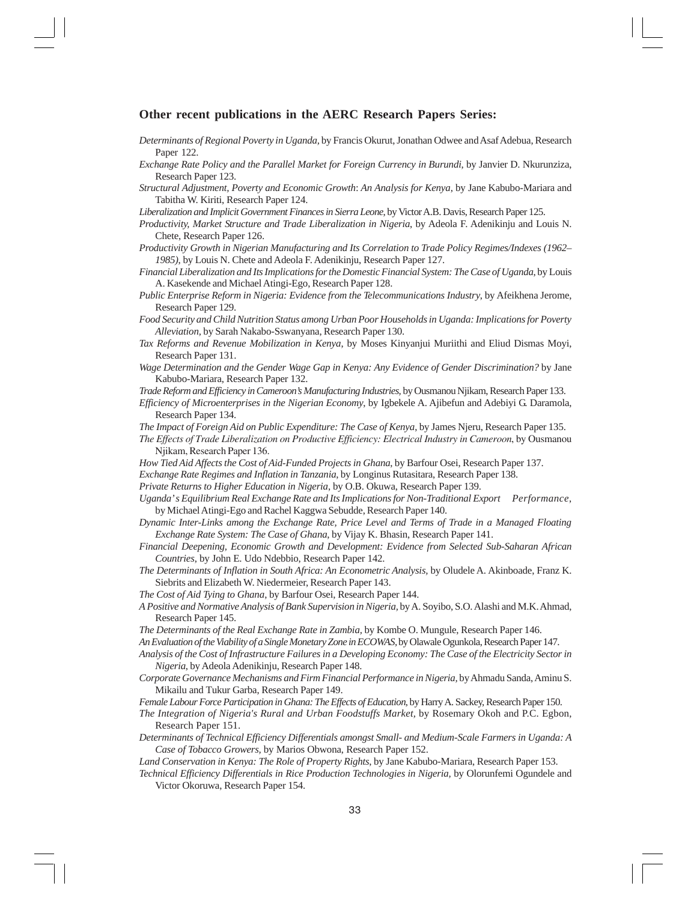### Other recent publications in the AERC Research Papers Series:

*Determinants of Regional Poverty in Uganda*, by Francis Okurut, Jonathan Odwee and Asaf Adebua, Research Paper 122.

*Exchange Rate Policy and the Parallel Market for Foreign Currency in Burundi*, by Janvier D. Nkurunziza, Research Paper 123.

*Structural Adjustment, Poverty and Economic Growth: An Analysis for Kenya*, by Jane Kabubo-Mariara and Tabitha W. Kiriti, Research Paper 124.

*Liberalization and Implicit Government Finances in Sierra Leone*, by Victor A.B. Davis, Research Paper 125.

*Productivity, Market Structure and Trade Liberalization in Nigeria*, by Adeola F. Adenikinju and Louis N. Chete, Research Paper 126.

*Productivity Growth in Nigerian Manufacturing and Its Correlation to Trade Policy Regimes/Indexes (1962–1985)*, by Louis N. Chete and Adeola F. Adenikinju, Research Paper 127.

*Financial Liberalization and Its Implications for the Domestic Financial System: The Case of Uganda*, by Louis A. Kasekende and Michael Atingi-Ego, Research Paper 128.

*Public Enterprise Reform in Nigeria: Evidence from the Telecommunications Industry*, by Afeikhena Jerome, Research Paper 129.

*Food Security and Child Nutrition Status among Urban Poor Households in Uganda: Implications for Poverty Alleviation*, by Sarah Nakabo-Sswanyana, Research Paper 130.

*Tax Reforms and Revenue Mobilization in Kenya*, by Moses Kinyanjui Muriithi and Eliud Dismas Moyi, Research Paper 131.

*Wage Determination and the Gender Wage Gap in Kenya: Any Evidence of Gender Discrimination?* by Jane Kabubo-Mariara, Research Paper 132.

*Trade Reform and Efficiency in Cameroon's Manufacturing Industries*, by Ousmanou Njikam, Research Paper 133.

*Efficiency of Microenterprises in the Nigerian Economy*, by Igbekele A. Ajibefun and Adebiyi G. Daramola, Research Paper 134.

*The Impact of Foreign Aid on Public Expenditure: The Case of Kenya*, by James Njeru, Research Paper 135.

*The Effects of Trade Liberalization on Productive Efficiency: Electrical Industry in Cameroon*, by Ousmanou Njikam, Research Paper 136.

*How Tied Aid Affects the Cost of Aid-Funded Projects in Ghana*, by Barfour Osei, Research Paper 137.

*Exchange Rate Regimes and Inflation in Tanzania*, by Longinus Rutasitara, Research Paper 138.

*Private Returns to Higher Education in Nigeria*, by O.B. Okuwa, Research Paper 139.

*Uganda's Equilibrium Real Exchange Rate and Its Implications for Non-Traditional Export Performance*, by Michael Atingi-Ego and Rachel Kaggwa Sebudde, Research Paper 140.

*Dynamic Inter-Links among the Exchange Rate, Price Level and Terms of Trade in a Managed Floating Exchange Rate System: The Case of Ghana*, by Vijay K. Bhasin, Research Paper 141.

*Financial Deepening, Economic Growth and Development: Evidence from Selected Sub-Saharan African Countries*, by John E. Udo Ndebbio, Research Paper 142.

*The Determinants of Inflation in South Africa: An Econometric Analysis*, by Oludele A. Akinboade, Franz K. Siebrits and Elizabeth W. Niedermeier, Research Paper 143.

*The Cost of Aid Tying to Ghana*, by Barfour Osei, Research Paper 144.

*A Positive and Normative Analysis of Bank Supervision in Nigeria*, by A. Soyibo, S.O. Alashi and M.K. Ahmad, Research Paper 145.

*The Determinants of the Real Exchange Rate in Zambia*, by Kombe O. Mungule, Research Paper 146.

*An Evaluation of the Viability of a Single Monetary Zone in ECOWAS*, by Olawale Ogunkola, Research Paper 147.

*Analysis of the Cost of Infrastructure Failures in a Developing Economy: The Case of the Electricity Sector in Nigeria*, by Adeola Adenikinju, Research Paper 148.

*Corporate Governance Mechanisms and Firm Financial Performance in Nigeria*, by Ahmadu Sanda, Aminu S. Mikailu and Tukur Garba, Research Paper 149.

*Female Labour Force Participation in Ghana: The Effects of Education*, by Harry A. Sackey, Research Paper 150.

*The Integration of Nigeria's Rural and Urban Foodstuffs Market*, by Rosemary Okoh and P.C. Egbon, Research Paper 151.

*Determinants of Technical Efficiency Differentials amongst Small- and Medium-Scale Farmers in Uganda: A Case of Tobacco Growers*, by Marios Obwona, Research Paper 152.

*Land Conservation in Kenya: The Role of Property Rights*, by Jane Kabubo-Mariara, Research Paper 153.

*Technical Efficiency Differentials in Rice Production Technologies in Nigeria*, by Olorunfemi Ogundele and Victor Okoruwa, Research Paper 154.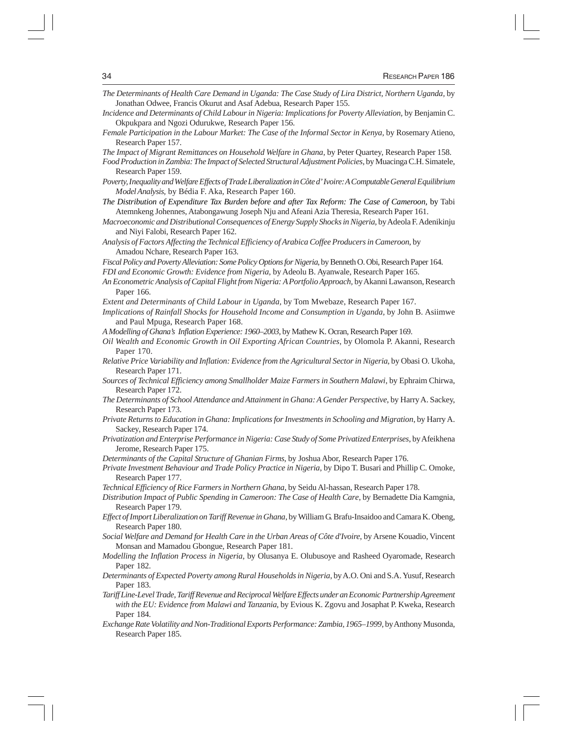*The Determinants of Health Care Demand in Uganda: The Case Study of Lira District, Northern Uganda,* by Jonathan Odwee, Francis Okurut and Asaf Adebua, Research Paper 155.

*Incidence and Determinants of Child Labour in Nigeria: Implications for Poverty Alleviation,* by Benjamin C. Okpukpara and Ngozi Odurukwe, Research Paper 156.

*Female Participation in the Labour Market: The Case of the Informal Sector in Kenya,* by Rosemary Atieno, Research Paper 157.

*The Impact of Migrant Remittances on Household Welfare in Ghana,* by Peter Quartey, Research Paper 158.

*Food Production in Zambia: The Impact of Selected Structural Adjustment Policies,* by Muacinga C.H. Simatele, Research Paper 159.

*Poverty, Inequality and Welfare Effects of Trade Liberalization in Côte d'Ivoire: A Computable General Equilibrium Model Analysis,* by Bédia F. Aka, Research Paper 160.

*The Distribution of Expenditure Tax Burden before and after Tax Reform: The Case of Cameroon,* by Tabi Atemnkeng Johennes, Atabongawung Joseph Nju and Afeani Azia Theresia, Research Paper 161.

*Macroeconomic and Distributional Consequences of Energy Supply Shocks in Nigeria,* by Adeola F. Adenikinju and Niyi Falobi, Research Paper 162.

*Analysis of Factors Affecting the Technical Efficiency of Arabica Coffee Producers in Cameroon,* by Amadou Nchare, Research Paper 163.

*Fiscal Policy and Poverty Alleviation: Some Policy Options for Nigeria,* by Benneth O. Obi, Research Paper 164.

*FDI and Economic Growth: Evidence from Nigeria,* by Adeolu B. Ayanwale, Research Paper 165.

*An Econometric Analysis of Capital Flight from Nigeria: A Portfolio Approach,* by Akanni Lawanson, Research Paper 166.

*Extent and Determinants of Child Labour in Uganda,* by Tom Mwebaze, Research Paper 167.

*Implications of Rainfall Shocks for Household Income and Consumption in Uganda,* by John B. Asiimwe and Paul Mpuga, Research Paper 168.

*A Modelling of Ghana's Inflation Experience: 1960–2003,* by Mathew K. Ocran, Research Paper 169.

*Oil Wealth and Economic Growth in Oil Exporting African Countries*, by Olomola P. Akanni, Research Paper 170.

*Relative Price Variability and Inflation: Evidence from the Agricultural Sector in Nigeria*, by Obasi O. Ukoha, Research Paper 171.

*Sources of Technical Efficiency among Smallholder Maize Farmers in Southern Malawi*, by Ephraim Chirwa, Research Paper 172.

*The Determinants of School Attendance and Attainment in Ghana: A Gender Perspective*, by Harry A. Sackey, Research Paper 173.

*Private Returns to Education in Ghana: Implications for Investments in Schooling and Migration*, by Harry A. Sackey, Research Paper 174.

*Privatization and Enterprise Performance in Nigeria: Case Study of Some Privatized Enterprises*, by Afeikhena Jerome, Research Paper 175.

*Determinants of the Capital Structure of Ghanian Firms*, by Joshua Abor, Research Paper 176.

*Private Investment Behaviour and Trade Policy Practice in Nigeria*, by Dipo T. Busari and Phillip C. Omoke, Research Paper 177.

*Technical Efficiency of Rice Farmers in Northern Ghana*, by Seidu Al-hassan, Research Paper 178.

*Distribution Impact of Public Spending in Cameroon: The Case of Health Care*, by Bernadette Dia Kamgnia, Research Paper 179.

*Effect of Import Liberalization on Tariff Revenue in Ghana*, by William G. Brafu-Insaidoo and Camara K. Obeng, Research Paper 180.

*Social Welfare and Demand for Health Care in the Urban Areas of Côte d'Ivoire*, by Arsene Kouadio, Vincent Monsan and Mamadou Gbongue, Research Paper 181.

*Modelling the Inflation Process in Nigeria*, by Olusanya E. Olubusoye and Rasheed Oyaromade, Research Paper 182.

*Determinants of Expected Poverty among Rural Households in Nigeria*, by A.O. Oni and S.A. Yusuf, Research Paper 183.

*Tariff Line-Level Trade, Tariff Revenue and Reciprocal Welfare Effects under an Economic Partnership Agreement with the EU: Evidence from Malawi and Tanzania*, by Evious K. Zgovu and Josaphat P. Kweka, Research Paper 184.

*Exchange Rate Volatility and Non-Traditional Exports Performance: Zambia, 1965–1999*, by Anthony Musonda, Research Paper 185.